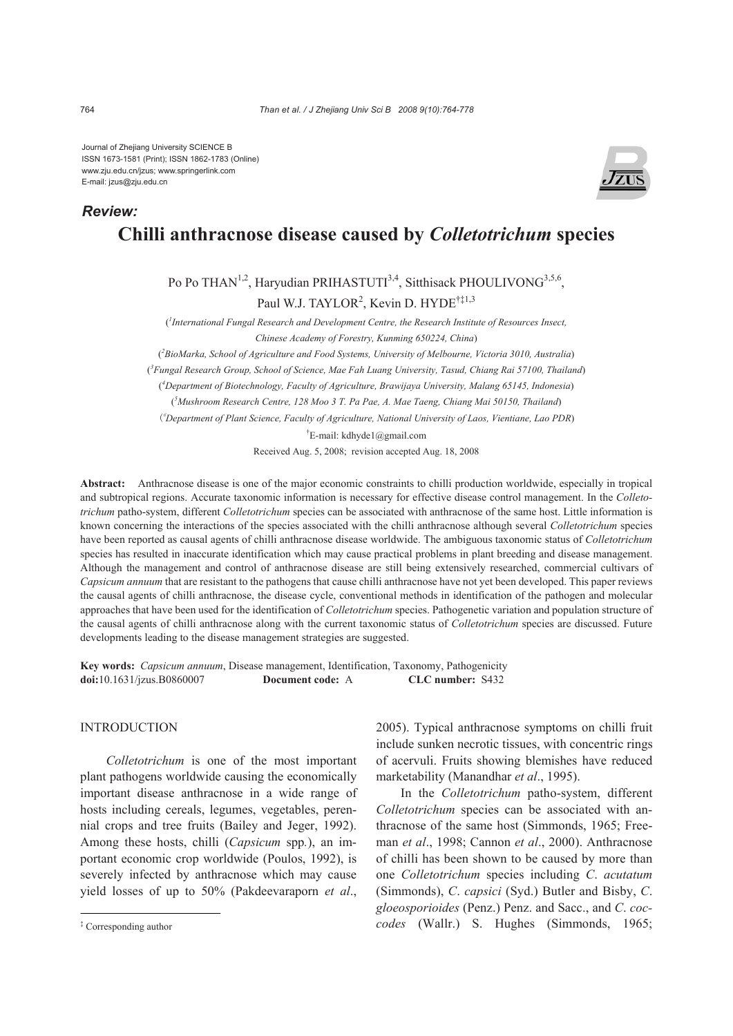Journal of Zhejiang University SCIENCE B
ISSN 1673-1581 (Print); ISSN 1862-1783 (Online)
www.zju.edu.cn/jzus; www.springerlink.com
E-mail: jzus@zju.edu.cn

***Review:***

# Chilli anthracnose disease caused by *Colletotrichum* species

Po Po THAN[1,2], Haryudian PRIHASTUTI[3,4], Sitthisack PHOULIVONG[3,5,6], Paul W.J. TAYLOR[2], Kevin D. HYDE[†‡1,3]

([1]*International Fungal Research and Development Centre, the Research Institute of Resources Insect, Chinese Academy of Forestry, Kunming 650224, China*)

([2]*BioMarka, School of Agriculture and Food Systems, University of Melbourne, Victoria 3010, Australia*)

([3]*Fungal Research Group, School of Science, Mae Fah Luang University, Tasud, Chiang Rai 57100, Thailand*)

([4]*Department of Biotechnology, Faculty of Agriculture, Brawijaya University, Malang 65145, Indonesia*)

([5]*Mushroom Research Centre, 128 Moo 3 T. Pa Pae, A. Mae Taeng, Chiang Mai 50150, Thailand*)

([6]*Department of Plant Science, Faculty of Agriculture, National University of Laos, Vientiane, Lao PDR*)

[†]E-mail: kdhyde1@gmail.com

Received Aug. 5, 2008; revision accepted Aug. 18, 2008

**Abstract:** Anthracnose disease is one of the major economic constraints to chilli production worldwide, especially in tropical and subtropical regions. Accurate taxonomic information is necessary for effective disease control management. In the *Colletotrichum* patho-system, different *Colletotrichum* species can be associated with anthracnose of the same host. Little information is known concerning the interactions of the species associated with the chilli anthracnose although several *Colletotrichum* species have been reported as causal agents of chilli anthracnose disease worldwide. The ambiguous taxonomic status of *Colletotrichum* species has resulted in inaccurate identification which may cause practical problems in plant breeding and disease management. Although the management and control of anthracnose disease are still being extensively researched, commercial cultivars of *Capsicum annuum* that are resistant to the pathogens that cause chilli anthracnose have not yet been developed. This paper reviews the causal agents of chilli anthracnose, the disease cycle, conventional methods in identification of the pathogen and molecular approaches that have been used for the identification of *Colletotrichum* species. Pathogenetic variation and population structure of the causal agents of chilli anthracnose along with the current taxonomic status of *Colletotrichum* species are discussed. Future developments leading to the disease management strategies are suggested.

**Key words:** *Capsicum annuum*, Disease management, Identification, Taxonomy, Pathogenicity

**doi:**10.1631/jzus.B0860007 **Document code:** A **CLC number:** S432

## INTRODUCTION

*Colletotrichum* is one of the most important plant pathogens worldwide causing the economically important disease anthracnose in a wide range of hosts including cereals, legumes, vegetables, perennial crops and tree fruits (Bailey and Jeger, 1992). Among these hosts, chilli (*Capsicum* spp.), an important economic crop worldwide (Poulos, 1992), is severely infected by anthracnose which may cause yield losses of up to 50% (Pakdeevaraporn *et al*., 2005). Typical anthracnose symptoms on chilli fruit include sunken necrotic tissues, with concentric rings of acervuli. Fruits showing blemishes have reduced marketability (Manandhar *et al*., 1995).

In the *Colletotrichum* patho-system, different *Colletotrichum* species can be associated with anthracnose of the same host (Simmonds, 1965; Freeman *et al*., 1998; Cannon *et al*., 2000). Anthracnose of chilli has been shown to be caused by more than one *Colletotrichum* species including *C. acutatum* (Simmonds), *C. capsici* (Syd.) Butler and Bisby, *C. gloeosporioides* (Penz.) Penz. and Sacc., and *C. coccodes* (Wallr.) S. Hughes (Simmonds, 1965;

[‡] Corresponding author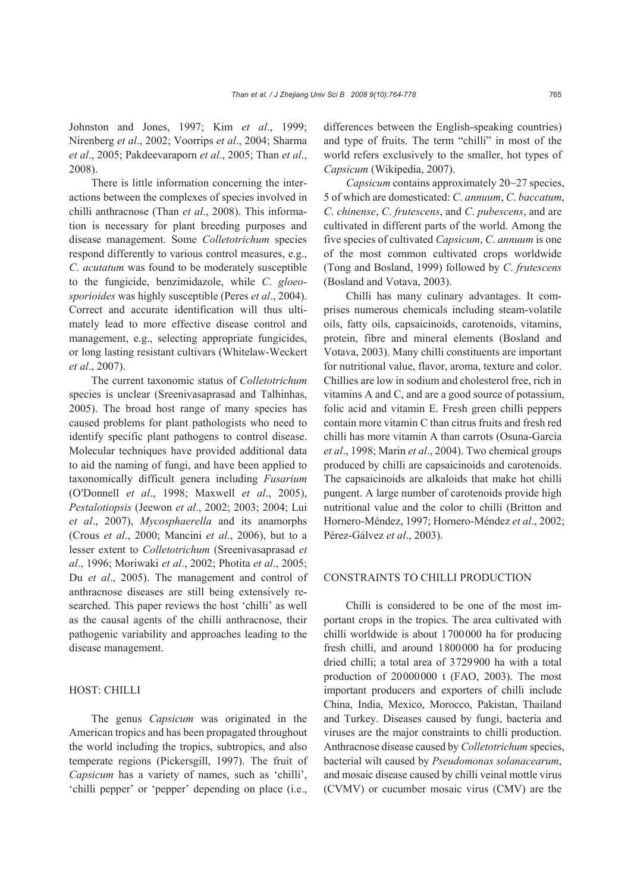Johnston and Jones, 1997; Kim *et al*., 1999; Nirenberg *et al*., 2002; Voorrips *et al*., 2004; Sharma *et al*., 2005; Pakdeevaraporn *et al*., 2005; Than *et al*., 2008).

There is little information concerning the interactions between the complexes of species involved in chilli anthracnose (Than *et al*., 2008). This information is necessary for plant breeding purposes and disease management. Some *Colletotrichum* species respond differently to various control measures, e.g., *C*. *acutatum* was found to be moderately susceptible to the fungicide, benzimidazole, while *C*. *gloeosporioides* was highly susceptible (Peres *et al*., 2004). Correct and accurate identification will thus ultimately lead to more effective disease control and management, e.g., selecting appropriate fungicides, or long lasting resistant cultivars (Whitelaw-Weckert *et al*., 2007).

The current taxonomic status of *Colletotrichum* species is unclear (Sreenivasaprasad and Talhinhas, 2005). The broad host range of many species has caused problems for plant pathologists who need to identify specific plant pathogens to control disease. Molecular techniques have provided additional data to aid the naming of fungi, and have been applied to taxonomically difficult genera including *Fusarium* (O′Donnell *et al*., 1998; Maxwell *et al*., 2005), *Pestalotiopsis* (Jeewon *et al*., 2002; 2003; 2004; Lui *et al*., 2007), *Mycosphaerella* and its anamorphs (Crous *et al*., 2000; Mancini *et al*., 2006), but to a lesser extent to *Colletotrichum* (Sreenivasaprasad *et al*., 1996; Moriwaki *et al*., 2002; Photita *et al*., 2005; Du *et al*., 2005). The management and control of anthracnose diseases are still being extensively researched. This paper reviews the host 'chilli' as well as the causal agents of the chilli anthracnose, their pathogenic variability and approaches leading to the disease management.

## HOST: CHILLI

The genus *Capsicum* was originated in the American tropics and has been propagated throughout the world including the tropics, subtropics, and also temperate regions (Pickersgill, 1997). The fruit of *Capsicum* has a variety of names, such as 'chilli', 'chilli pepper' or 'pepper' depending on place (i.e., differences between the English-speaking countries) and type of fruits. The term "chilli" in most of the world refers exclusively to the smaller, hot types of *Capsicum* (Wikipedia, 2007).

*Capsicum* contains approximately 20~27 species, 5 of which are domesticated: *C*. *annuum*, *C*. *baccatum*, *C*. *chinense*, *C*. *frutescens*, and *C*. *pubescens*, and are cultivated in different parts of the world. Among the five species of cultivated *Capsicum*, *C*. *annuum* is one of the most common cultivated crops worldwide (Tong and Bosland, 1999) followed by *C*. *frutescens* (Bosland and Votava, 2003).

Chilli has many culinary advantages. It comprises numerous chemicals including steam-volatile oils, fatty oils, capsaicinoids, carotenoids, vitamins, protein, fibre and mineral elements (Bosland and Votava, 2003). Many chilli constituents are important for nutritional value, flavor, aroma, texture and color. Chillies are low in sodium and cholesterol free, rich in vitamins A and C, and are a good source of potassium, folic acid and vitamin E. Fresh green chilli peppers contain more vitamin C than citrus fruits and fresh red chilli has more vitamin A than carrots (Osuna-García *et al*., 1998; Marin *et al*., 2004). Two chemical groups produced by chilli are capsaicinoids and carotenoids. The capsaicinoids are alkaloids that make hot chilli pungent. A large number of carotenoids provide high nutritional value and the color to chilli (Britton and Hornero-Méndez, 1997; Hornero-Méndez *et al*., 2002; Pérez-Gálvez *et al*., 2003).

## CONSTRAINTS TO CHILLI PRODUCTION

Chilli is considered to be one of the most important crops in the tropics. The area cultivated with chilli worldwide is about 1700000 ha for producing fresh chilli, and around 1800000 ha for producing dried chilli; a total area of 3729900 ha with a total production of 20000000 t (FAO, 2003). The most important producers and exporters of chilli include China, India, Mexico, Morocco, Pakistan, Thailand and Turkey. Diseases caused by fungi, bacteria and viruses are the major constraints to chilli production. Anthracnose disease caused by *Colletotrichum* species, bacterial wilt caused by *Pseudomonas solanacearum*, and mosaic disease caused by chilli veinal mottle virus (CVMV) or cucumber mosaic virus (CMV) are the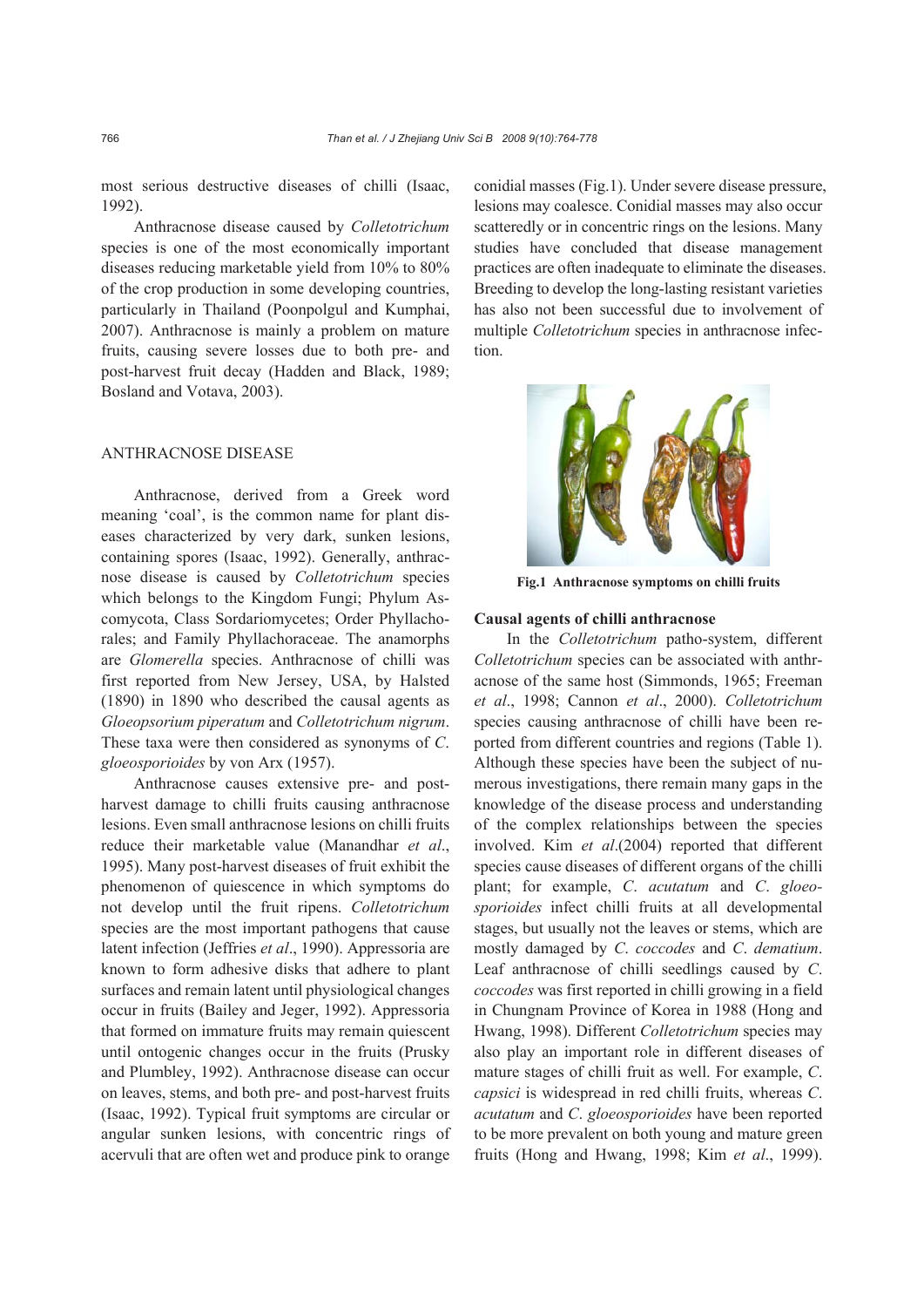most serious destructive diseases of chilli (Isaac, 1992).

Anthracnose disease caused by *Colletotrichum* species is one of the most economically important diseases reducing marketable yield from 10% to 80% of the crop production in some developing countries, particularly in Thailand (Poonpolgul and Kumphai, 2007). Anthracnose is mainly a problem on mature fruits, causing severe losses due to both pre- and post-harvest fruit decay (Hadden and Black, 1989; Bosland and Votava, 2003).

## ANTHRACNOSE DISEASE

Anthracnose, derived from a Greek word meaning 'coal', is the common name for plant diseases characterized by very dark, sunken lesions, containing spores (Isaac, 1992). Generally, anthracnose disease is caused by *Colletotrichum* species which belongs to the Kingdom Fungi; Phylum Ascomycota, Class Sordariomycetes; Order Phyllachorales; and Family Phyllachoraceae. The anamorphs are *Glomerella* species. Anthracnose of chilli was first reported from New Jersey, USA, by Halsted (1890) in 1890 who described the causal agents as *Gloeopsorium piperatum* and *Colletotrichum nigrum*. These taxa were then considered as synonyms of *C. gloeosporioides* by von Arx (1957).

Anthracnose causes extensive pre- and post-harvest damage to chilli fruits causing anthracnose lesions. Even small anthracnose lesions on chilli fruits reduce their marketable value (Manandhar *et al*., 1995). Many post-harvest diseases of fruit exhibit the phenomenon of quiescence in which symptoms do not develop until the fruit ripens. *Colletotrichum* species are the most important pathogens that cause latent infection (Jeffries *et al*., 1990). Appressoria are known to form adhesive disks that adhere to plant surfaces and remain latent until physiological changes occur in fruits (Bailey and Jeger, 1992). Appressoria that formed on immature fruits may remain quiescent until ontogenic changes occur in the fruits (Prusky and Plumbley, 1992). Anthracnose disease can occur on leaves, stems, and both pre- and post-harvest fruits (Isaac, 1992). Typical fruit symptoms are circular or angular sunken lesions, with concentric rings of acervuli that are often wet and produce pink to orange conidial masses (Fig.1). Under severe disease pressure, lesions may coalesce. Conidial masses may also occur scatteredly or in concentric rings on the lesions. Many studies have concluded that disease management practices are often inadequate to eliminate the diseases. Breeding to develop the long-lasting resistant varieties has also not been successful due to involvement of multiple *Colletotrichum* species in anthracnose infection.

**Fig.1 Anthracnose symptoms on chilli fruits**

### Causal agents of chilli anthracnose

In the *Colletotrichum* patho-system, different *Colletotrichum* species can be associated with anthracnose of the same host (Simmonds, 1965; Freeman *et al*., 1998; Cannon *et al*., 2000). *Colletotrichum* species causing anthracnose of chilli have been reported from different countries and regions (Table 1). Although these species have been the subject of numerous investigations, there remain many gaps in the knowledge of the disease process and understanding of the complex relationships between the species involved. Kim *et al*.(2004) reported that different species cause diseases of different organs of the chilli plant; for example, *C. acutatum* and *C. gloeosporioides* infect chilli fruits at all developmental stages, but usually not the leaves or stems, which are mostly damaged by *C. coccodes* and *C. dematium*. Leaf anthracnose of chilli seedlings caused by *C. coccodes* was first reported in chilli growing in a field in Chungnam Province of Korea in 1988 (Hong and Hwang, 1998). Different *Colletotrichum* species may also play an important role in different diseases of mature stages of chilli fruit as well. For example, *C. capsici* is widespread in red chilli fruits, whereas *C. acutatum* and *C. gloeosporioides* have been reported to be more prevalent on both young and mature green fruits (Hong and Hwang, 1998; Kim *et al*., 1999).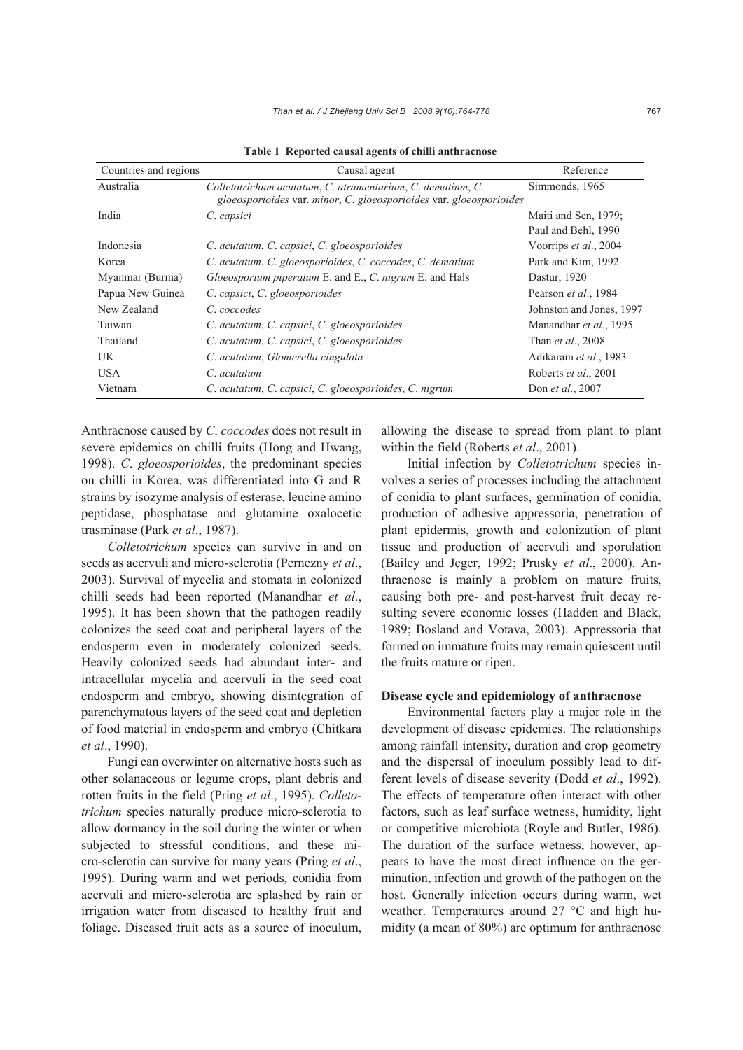**Table 1 Reported causal agents of chilli anthracnose**

| Countries and regions | Causal agent | Reference |
|---|---|---|
| Australia | *Colletotrichum acutatum*, *C. atramentarium*, *C. dematium*, *C. gloeosporioides* var. *minor*, *C. gloeosporioides* var. *gloeosporioides* | Simmonds, 1965 |
| India | *C. capsici* | Maiti and Sen, 1979; Paul and Behl, 1990 |
| Indonesia | *C. acutatum*, *C. capsici*, *C. gloeosporioides* | Voorrips *et al*., 2004 |
| Korea | *C. acutatum*, *C. gloeosporioides*, *C. coccodes*, *C. dematium* | Park and Kim, 1992 |
| Myanmar (Burma) | *Gloeosporium piperatum* E. and E., *C. nigrum* E. and Hals | Dastur, 1920 |
| Papua New Guinea | *C. capsici*, *C. gloeosporioides* | Pearson *et al*., 1984 |
| New Zealand | *C. coccodes* | Johnston and Jones, 1997 |
| Taiwan | *C. acutatum*, *C. capsici*, *C. gloeosporioides* | Manandhar *et al*., 1995 |
| Thailand | *C. acutatum*, *C. capsici*, *C. gloeosporioides* | Than *et al*., 2008 |
| UK | *C. acutatum*, *Glomerella cingulata* | Adikaram *et al*., 1983 |
| USA | *C. acutatum* | Roberts *et al*., 2001 |
| Vietnam | *C. acutatum*, *C. capsici*, *C. gloeosporioides*, *C. nigrum* | Don *et al*., 2007 |

Anthracnose caused by *C. coccodes* does not result in severe epidemics on chilli fruits (Hong and Hwang, 1998). *C. gloeosporioides*, the predominant species on chilli in Korea, was differentiated into G and R strains by isozyme analysis of esterase, leucine amino peptidase, phosphatase and glutamine oxalocetic trasminase (Park *et al*., 1987).

*Colletotrichum* species can survive in and on seeds as acervuli and micro-sclerotia (Pernezny *et al*., 2003). Survival of mycelia and stomata in colonized chilli seeds had been reported (Manandhar *et al*., 1995). It has been shown that the pathogen readily colonizes the seed coat and peripheral layers of the endosperm even in moderately colonized seeds. Heavily colonized seeds had abundant inter- and intracellular mycelia and acervuli in the seed coat endosperm and embryo, showing disintegration of parenchymatous layers of the seed coat and depletion of food material in endosperm and embryo (Chitkara *et al*., 1990).

Fungi can overwinter on alternative hosts such as other solanaceous or legume crops, plant debris and rotten fruits in the field (Pring *et al*., 1995). *Colletotrichum* species naturally produce micro-sclerotia to allow dormancy in the soil during the winter or when subjected to stressful conditions, and these micro-sclerotia can survive for many years (Pring *et al*., 1995). During warm and wet periods, conidia from acervuli and micro-sclerotia are splashed by rain or irrigation water from diseased to healthy fruit and foliage. Diseased fruit acts as a source of inoculum, allowing the disease to spread from plant to plant within the field (Roberts *et al*., 2001).

Initial infection by *Colletotrichum* species involves a series of processes including the attachment of conidia to plant surfaces, germination of conidia, production of adhesive appressoria, penetration of plant epidermis, growth and colonization of plant tissue and production of acervuli and sporulation (Bailey and Jeger, 1992; Prusky *et al*., 2000). Anthracnose is mainly a problem on mature fruits, causing both pre- and post-harvest fruit decay resulting severe economic losses (Hadden and Black, 1989; Bosland and Votava, 2003). Appressoria that formed on immature fruits may remain quiescent until the fruits mature or ripen.

### Disease cycle and epidemiology of anthracnose

Environmental factors play a major role in the development of disease epidemics. The relationships among rainfall intensity, duration and crop geometry and the dispersal of inoculum possibly lead to different levels of disease severity (Dodd *et al*., 1992). The effects of temperature often interact with other factors, such as leaf surface wetness, humidity, light or competitive microbiota (Royle and Butler, 1986). The duration of the surface wetness, however, appears to have the most direct influence on the germination, infection and growth of the pathogen on the host. Generally infection occurs during warm, wet weather. Temperatures around 27 °C and high humidity (a mean of 80%) are optimum for anthracnose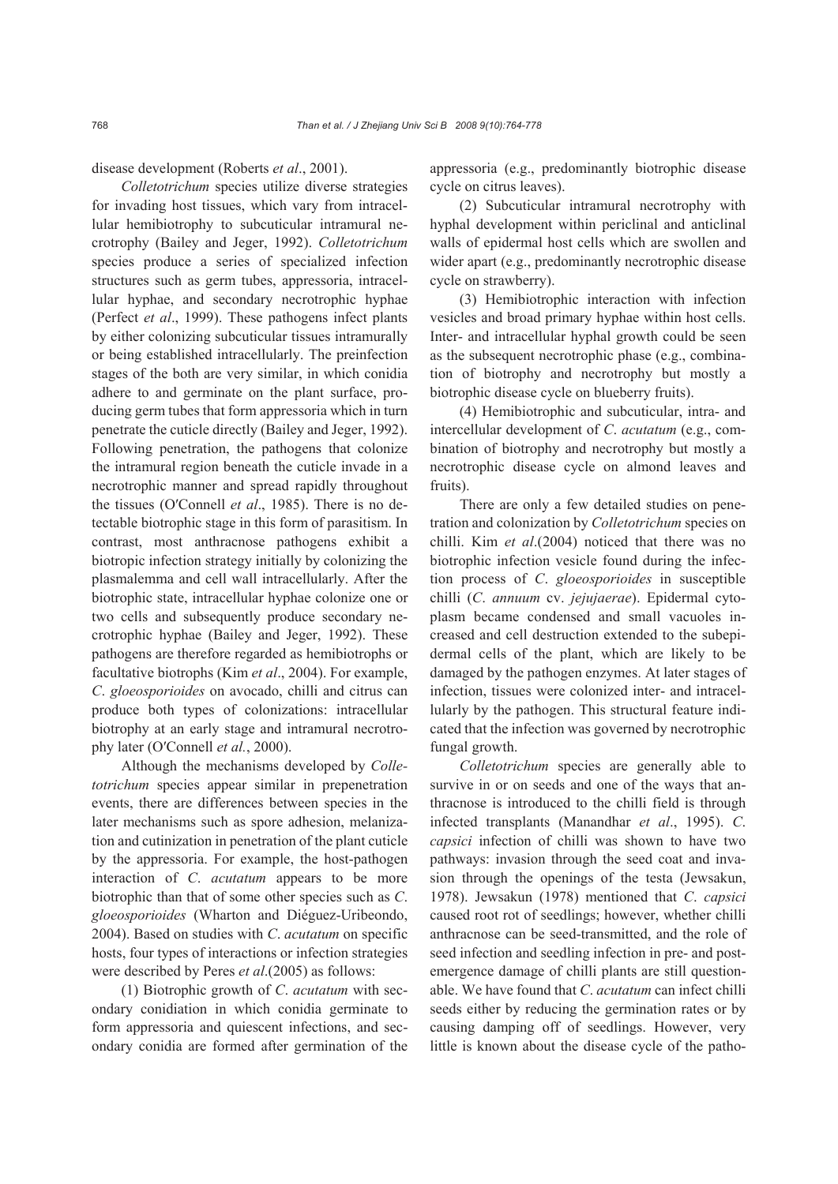disease development (Roberts *et al*., 2001).

*Colletotrichum* species utilize diverse strategies for invading host tissues, which vary from intracellular hemibiotrophy to subcuticular intramural necrotrophy (Bailey and Jeger, 1992). *Colletotrichum* species produce a series of specialized infection structures such as germ tubes, appressoria, intracellular hyphae, and secondary necrotrophic hyphae (Perfect *et al*., 1999). These pathogens infect plants by either colonizing subcuticular tissues intramurally or being established intracellularly. The preinfection stages of the both are very similar, in which conidia adhere to and germinate on the plant surface, producing germ tubes that form appressoria which in turn penetrate the cuticle directly (Bailey and Jeger, 1992). Following penetration, the pathogens that colonize the intramural region beneath the cuticle invade in a necrotrophic manner and spread rapidly throughout the tissues (O′Connell *et al*., 1985). There is no detectable biotrophic stage in this form of parasitism. In contrast, most anthracnose pathogens exhibit a biotropic infection strategy initially by colonizing the plasmalemma and cell wall intracellularly. After the biotrophic state, intracellular hyphae colonize one or two cells and subsequently produce secondary necrotrophic hyphae (Bailey and Jeger, 1992). These pathogens are therefore regarded as hemibiotrophs or facultative biotrophs (Kim *et al*., 2004). For example, *C*. *gloeosporioides* on avocado, chilli and citrus can produce both types of colonizations: intracellular biotrophy at an early stage and intramural necrotrophy later (O′Connell *et al.*, 2000).

Although the mechanisms developed by *Colletotrichum* species appear similar in prepenetration events, there are differences between species in the later mechanisms such as spore adhesion, melanization and cutinization in penetration of the plant cuticle by the appressoria. For example, the host-pathogen interaction of *C*. *acutatum* appears to be more biotrophic than that of some other species such as *C*. *gloeosporioides* (Wharton and Diéguez-Uribeondo, 2004). Based on studies with *C*. *acutatum* on specific hosts, four types of interactions or infection strategies were described by Peres *et al*.(2005) as follows:

(1) Biotrophic growth of *C*. *acutatum* with secondary conidiation in which conidia germinate to form appressoria and quiescent infections, and secondary conidia are formed after germination of the appressoria (e.g., predominantly biotrophic disease cycle on citrus leaves).

(2) Subcuticular intramural necrotrophy with hyphal development within periclinal and anticlinal walls of epidermal host cells which are swollen and wider apart (e.g., predominantly necrotrophic disease cycle on strawberry).

(3) Hemibiotrophic interaction with infection vesicles and broad primary hyphae within host cells. Inter- and intracellular hyphal growth could be seen as the subsequent necrotrophic phase (e.g., combination of biotrophy and necrotrophy but mostly a biotrophic disease cycle on blueberry fruits).

(4) Hemibiotrophic and subcuticular, intra- and intercellular development of *C*. *acutatum* (e.g., combination of biotrophy and necrotrophy but mostly a necrotrophic disease cycle on almond leaves and fruits).

There are only a few detailed studies on penetration and colonization by *Colletotrichum* species on chilli. Kim *et al*.(2004) noticed that there was no biotrophic infection vesicle found during the infection process of *C*. *gloeosporioides* in susceptible chilli (*C*. *annuum* cv. *jejujaerae*). Epidermal cytoplasm became condensed and small vacuoles increased and cell destruction extended to the subepidermal cells of the plant, which are likely to be damaged by the pathogen enzymes. At later stages of infection, tissues were colonized inter- and intracellularly by the pathogen. This structural feature indicated that the infection was governed by necrotrophic fungal growth.

*Colletotrichum* species are generally able to survive in or on seeds and one of the ways that anthracnose is introduced to the chilli field is through infected transplants (Manandhar *et al*., 1995). *C*. *capsici* infection of chilli was shown to have two pathways: invasion through the seed coat and invasion through the openings of the testa (Jewsakun, 1978). Jewsakun (1978) mentioned that *C*. *capsici* caused root rot of seedlings; however, whether chilli anthracnose can be seed-transmitted, and the role of seed infection and seedling infection in pre- and post-emergence damage of chilli plants are still questionable. We have found that *C*. *acutatum* can infect chilli seeds either by reducing the germination rates or by causing damping off of seedlings. However, very little is known about the disease cycle of the patho-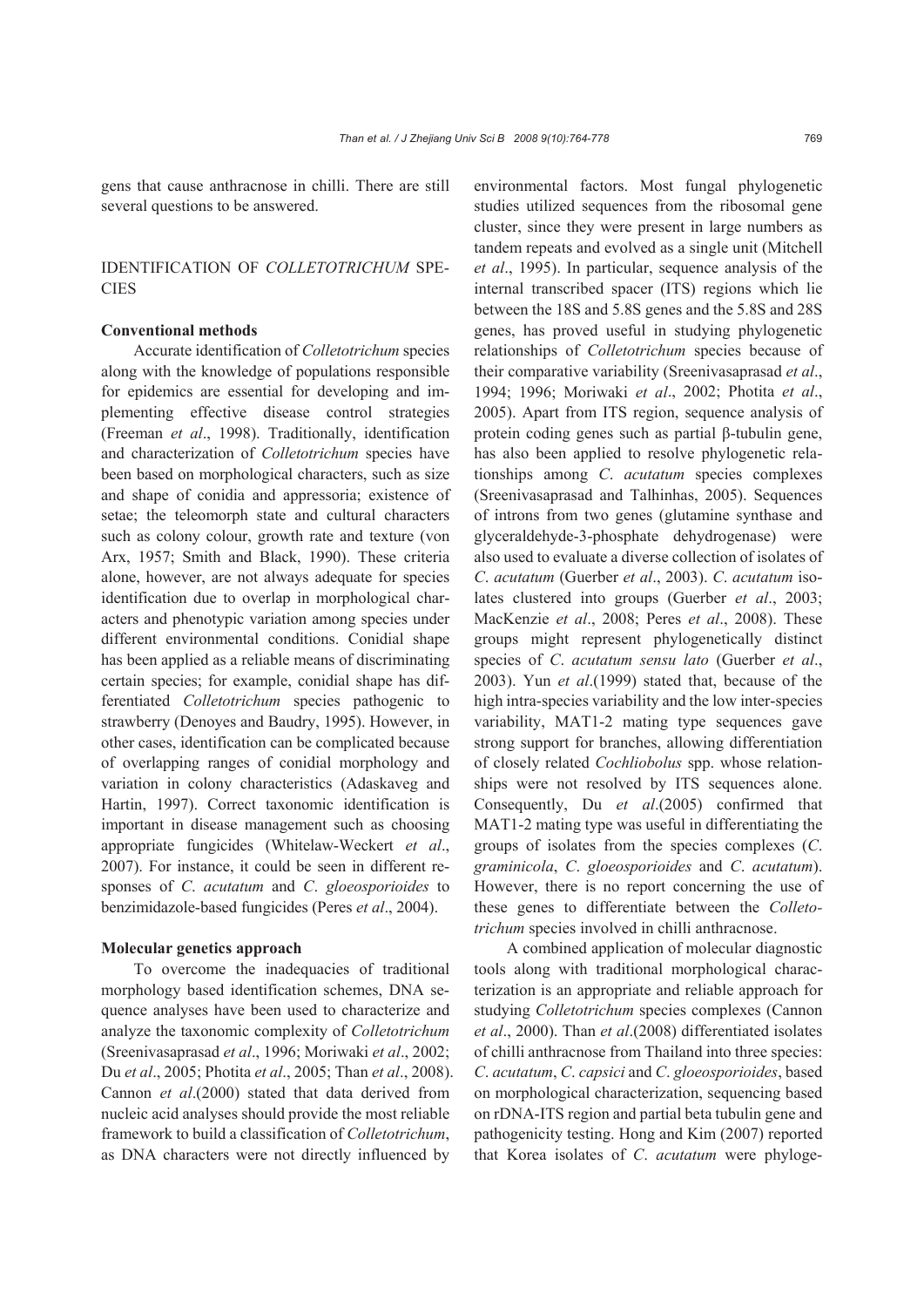gens that cause anthracnose in chilli. There are still several questions to be answered.

## IDENTIFICATION OF *COLLETOTRICHUM* SPECIES

### Conventional methods

Accurate identification of *Colletotrichum* species along with the knowledge of populations responsible for epidemics are essential for developing and implementing effective disease control strategies (Freeman *et al*., 1998). Traditionally, identification and characterization of *Colletotrichum* species have been based on morphological characters, such as size and shape of conidia and appressoria; existence of setae; the teleomorph state and cultural characters such as colony colour, growth rate and texture (von Arx, 1957; Smith and Black, 1990). These criteria alone, however, are not always adequate for species identification due to overlap in morphological characters and phenotypic variation among species under different environmental conditions. Conidial shape has been applied as a reliable means of discriminating certain species; for example, conidial shape has differentiated *Colletotrichum* species pathogenic to strawberry (Denoyes and Baudry, 1995). However, in other cases, identification can be complicated because of overlapping ranges of conidial morphology and variation in colony characteristics (Adaskaveg and Hartin, 1997). Correct taxonomic identification is important in disease management such as choosing appropriate fungicides (Whitelaw-Weckert *et al*., 2007). For instance, it could be seen in different responses of *C*. *acutatum* and *C*. *gloeosporioides* to benzimidazole-based fungicides (Peres *et al*., 2004).

### Molecular genetics approach

To overcome the inadequacies of traditional morphology based identification schemes, DNA sequence analyses have been used to characterize and analyze the taxonomic complexity of *Colletotrichum* (Sreenivasaprasad *et al*., 1996; Moriwaki *et al*., 2002; Du *et al*., 2005; Photita *et al*., 2005; Than *et al*., 2008). Cannon *et al*.(2000) stated that data derived from nucleic acid analyses should provide the most reliable framework to build a classification of *Colletotrichum*, as DNA characters were not directly influenced by environmental factors. Most fungal phylogenetic studies utilized sequences from the ribosomal gene cluster, since they were present in large numbers as tandem repeats and evolved as a single unit (Mitchell *et al*., 1995). In particular, sequence analysis of the internal transcribed spacer (ITS) regions which lie between the 18S and 5.8S genes and the 5.8S and 28S genes, has proved useful in studying phylogenetic relationships of *Colletotrichum* species because of their comparative variability (Sreenivasaprasad *et al*., 1994; 1996; Moriwaki *et al*., 2002; Photita *et al*., 2005). Apart from ITS region, sequence analysis of protein coding genes such as partial β-tubulin gene, has also been applied to resolve phylogenetic relationships among *C*. *acutatum* species complexes (Sreenivasaprasad and Talhinhas, 2005). Sequences of introns from two genes (glutamine synthase and glyceraldehyde-3-phosphate dehydrogenase) were also used to evaluate a diverse collection of isolates of *C*. *acutatum* (Guerber *et al*., 2003). *C*. *acutatum* isolates clustered into groups (Guerber *et al*., 2003; MacKenzie *et al*., 2008; Peres *et al*., 2008). These groups might represent phylogenetically distinct species of *C*. *acutatum sensu lato* (Guerber *et al*., 2003). Yun *et al*.(1999) stated that, because of the high intra-species variability and the low inter-species variability, MAT1-2 mating type sequences gave strong support for branches, allowing differentiation of closely related *Cochliobolus* spp. whose relationships were not resolved by ITS sequences alone. Consequently, Du *et al*.(2005) confirmed that MAT1-2 mating type was useful in differentiating the groups of isolates from the species complexes (*C*. *graminicola*, *C*. *gloeosporioides* and *C*. *acutatum*). However, there is no report concerning the use of these genes to differentiate between the *Colletotrichum* species involved in chilli anthracnose.

A combined application of molecular diagnostic tools along with traditional morphological characterization is an appropriate and reliable approach for studying *Colletotrichum* species complexes (Cannon *et al*., 2000). Than *et al*.(2008) differentiated isolates of chilli anthracnose from Thailand into three species: *C*. *acutatum*, *C*. *capsici* and *C*. *gloeosporioides*, based on morphological characterization, sequencing based on rDNA-ITS region and partial beta tubulin gene and pathogenicity testing. Hong and Kim (2007) reported that Korea isolates of *C*. *acutatum* were phyloge-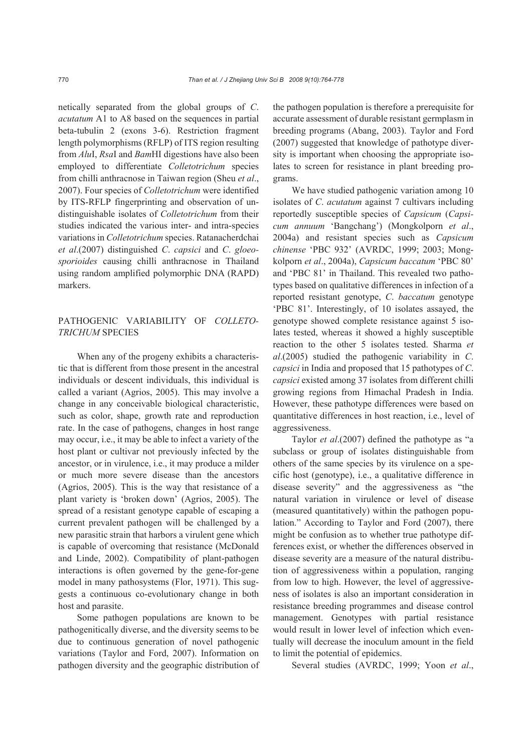netically separated from the global groups of *C. acutatum* A1 to A8 based on the sequences in partial beta-tubulin 2 (exons 3-6). Restriction fragment length polymorphisms (RFLP) of ITS region resulting from *Alu*I, *Rsa*I and *Bam*HI digestions have also been employed to differentiate *Colletotrichum* species from chilli anthracnose in Taiwan region (Sheu *et al*., 2007). Four species of *Colletotrichum* were identified by ITS-RFLP fingerprinting and observation of undistinguishable isolates of *Colletotrichum* from their studies indicated the various inter- and intra-species variations in *Colletotrichum* species. Ratanacherdchai *et al*.(2007) distinguished *C. capsici* and *C. gloeosporioides* causing chilli anthracnose in Thailand using random amplified polymorphic DNA (RAPD) markers.

## PATHOGENIC VARIABILITY OF *COLLETOTRICHUM* SPECIES

When any of the progeny exhibits a characteristic that is different from those present in the ancestral individuals or descent individuals, this individual is called a variant (Agrios, 2005). This may involve a change in any conceivable biological characteristic, such as color, shape, growth rate and reproduction rate. In the case of pathogens, changes in host range may occur, i.e., it may be able to infect a variety of the host plant or cultivar not previously infected by the ancestor, or in virulence, i.e., it may produce a milder or much more severe disease than the ancestors (Agrios, 2005). This is the way that resistance of a plant variety is 'broken down' (Agrios, 2005). The spread of a resistant genotype capable of escaping a current prevalent pathogen will be challenged by a new parasitic strain that harbors a virulent gene which is capable of overcoming that resistance (McDonald and Linde, 2002). Compatibility of plant-pathogen interactions is often governed by the gene-for-gene model in many pathosystems (Flor, 1971). This suggests a continuous co-evolutionary change in both host and parasite.

Some pathogen populations are known to be pathogenitically diverse, and the diversity seems to be due to continuous generation of novel pathogenic variations (Taylor and Ford, 2007). Information on pathogen diversity and the geographic distribution of the pathogen population is therefore a prerequisite for accurate assessment of durable resistant germplasm in breeding programs (Abang, 2003). Taylor and Ford (2007) suggested that knowledge of pathotype diversity is important when choosing the appropriate isolates to screen for resistance in plant breeding programs.

We have studied pathogenic variation among 10 isolates of *C. acutatum* against 7 cultivars including reportedly susceptible species of *Capsicum* (*Capsicum annuum* 'Bangchang') (Mongkolporn *et al*., 2004a) and resistant species such as *Capsicum chinense* 'PBC 932' (AVRDC, 1999; 2003; Mongkolporn *et al*., 2004a), *Capsicum baccatum* 'PBC 80' and 'PBC 81' in Thailand. This revealed two pathotypes based on qualitative differences in infection of a reported resistant genotype, *C. baccatum* genotype 'PBC 81'. Interestingly, of 10 isolates assayed, the genotype showed complete resistance against 5 isolates tested, whereas it showed a highly susceptible reaction to the other 5 isolates tested. Sharma *et al*.(2005) studied the pathogenic variability in *C. capsici* in India and proposed that 15 pathotypes of *C. capsici* existed among 37 isolates from different chilli growing regions from Himachal Pradesh in India. However, these pathotype differences were based on quantitative differences in host reaction, i.e., level of aggressiveness.

Taylor *et al*.(2007) defined the pathotype as "a subclass or group of isolates distinguishable from others of the same species by its virulence on a specific host (genotype), i.e., a qualitative difference in disease severity" and the aggressiveness as "the natural variation in virulence or level of disease (measured quantitatively) within the pathogen population." According to Taylor and Ford (2007), there might be confusion as to whether true pathotype differences exist, or whether the differences observed in disease severity are a measure of the natural distribution of aggressiveness within a population, ranging from low to high. However, the level of aggressiveness of isolates is also an important consideration in resistance breeding programmes and disease control management. Genotypes with partial resistance would result in lower level of infection which eventually will decrease the inoculum amount in the field to limit the potential of epidemics.

Several studies (AVRDC, 1999; Yoon *et al*.,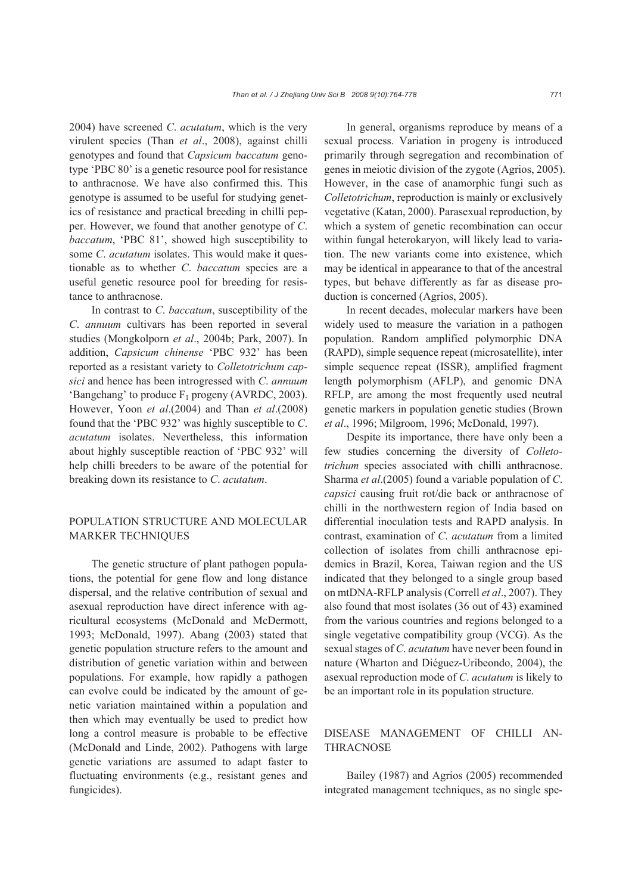2004) have screened *C*. *acutatum*, which is the very virulent species (Than *et al*., 2008), against chilli genotypes and found that *Capsicum baccatum* genotype 'PBC 80' is a genetic resource pool for resistance to anthracnose. We have also confirmed this. This genotype is assumed to be useful for studying genetics of resistance and practical breeding in chilli pepper. However, we found that another genotype of *C*. *baccatum*, 'PBC 81', showed high susceptibility to some *C*. *acutatum* isolates. This would make it questionable as to whether *C*. *baccatum* species are a useful genetic resource pool for breeding for resistance to anthracnose.

In contrast to *C*. *baccatum*, susceptibility of the *C*. *annuum* cultivars has been reported in several studies (Mongkolporn *et al*., 2004b; Park, 2007). In addition, *Capsicum chinense* 'PBC 932' has been reported as a resistant variety to *Colletotrichum capsici* and hence has been introgressed with *C*. *annuum* 'Bangchang' to produce $F_1$ progeny (AVRDC, 2003). However, Yoon *et al*.(2004) and Than *et al*.(2008) found that the 'PBC 932' was highly susceptible to *C*. *acutatum* isolates. Nevertheless, this information about highly susceptible reaction of 'PBC 932' will help chilli breeders to be aware of the potential for breaking down its resistance to *C*. *acutatum*.

## POPULATION STRUCTURE AND MOLECULAR MARKER TECHNIQUES

The genetic structure of plant pathogen populations, the potential for gene flow and long distance dispersal, and the relative contribution of sexual and asexual reproduction have direct inference with agricultural ecosystems (McDonald and McDermott, 1993; McDonald, 1997). Abang (2003) stated that genetic population structure refers to the amount and distribution of genetic variation within and between populations. For example, how rapidly a pathogen can evolve could be indicated by the amount of genetic variation maintained within a population and then which may eventually be used to predict how long a control measure is probable to be effective (McDonald and Linde, 2002). Pathogens with large genetic variations are assumed to adapt faster to fluctuating environments (e.g., resistant genes and fungicides).

In general, organisms reproduce by means of a sexual process. Variation in progeny is introduced primarily through segregation and recombination of genes in meiotic division of the zygote (Agrios, 2005). However, in the case of anamorphic fungi such as *Colletotrichum*, reproduction is mainly or exclusively vegetative (Katan, 2000). Parasexual reproduction, by which a system of genetic recombination can occur within fungal heterokaryon, will likely lead to variation. The new variants come into existence, which may be identical in appearance to that of the ancestral types, but behave differently as far as disease production is concerned (Agrios, 2005).

In recent decades, molecular markers have been widely used to measure the variation in a pathogen population. Random amplified polymorphic DNA (RAPD), simple sequence repeat (microsatellite), inter simple sequence repeat (ISSR), amplified fragment length polymorphism (AFLP), and genomic DNA RFLP, are among the most frequently used neutral genetic markers in population genetic studies (Brown *et al*., 1996; Milgroom, 1996; McDonald, 1997).

Despite its importance, there have only been a few studies concerning the diversity of *Colletotrichum* species associated with chilli anthracnose. Sharma *et al*.(2005) found a variable population of *C*. *capsici* causing fruit rot/die back or anthracnose of chilli in the northwestern region of India based on differential inoculation tests and RAPD analysis. In contrast, examination of *C*. *acutatum* from a limited collection of isolates from chilli anthracnose epidemics in Brazil, Korea, Taiwan region and the US indicated that they belonged to a single group based on mtDNA-RFLP analysis (Correll *et al*., 2007). They also found that most isolates (36 out of 43) examined from the various countries and regions belonged to a single vegetative compatibility group (VCG). As the sexual stages of *C*. *acutatum* have never been found in nature (Wharton and Diéguez-Uribeondo, 2004), the asexual reproduction mode of *C*. *acutatum* is likely to be an important role in its population structure.

## DISEASE MANAGEMENT OF CHILLI ANTHRACNOSE

Bailey (1987) and Agrios (2005) recommended integrated management techniques, as no single spe-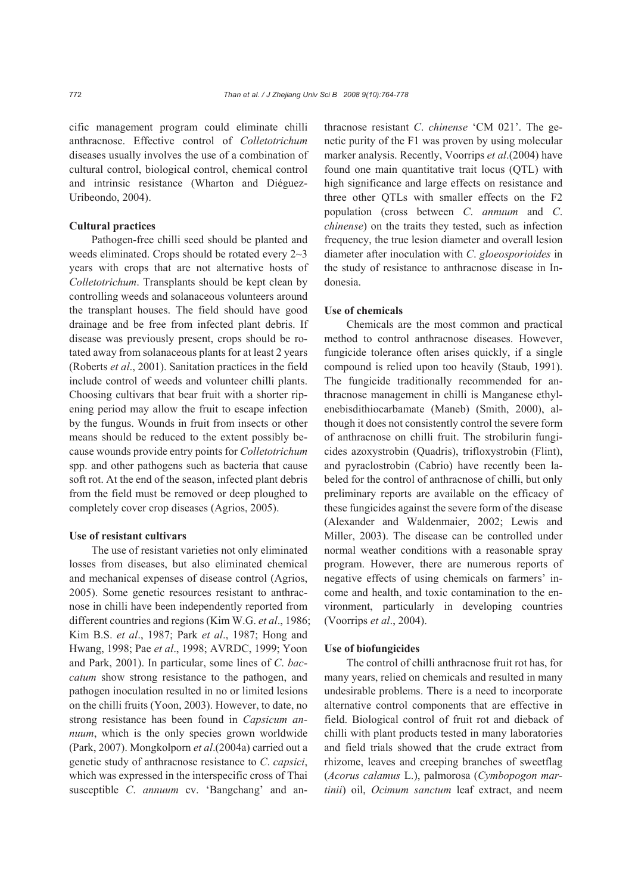cific management program could eliminate chilli anthracnose. Effective control of *Colletotrichum* diseases usually involves the use of a combination of cultural control, biological control, chemical control and intrinsic resistance (Wharton and Diéguez-Uribeondo, 2004).

**Cultural practices**

Pathogen-free chilli seed should be planted and weeds eliminated. Crops should be rotated every 2~3 years with crops that are not alternative hosts of *Colletotrichum*. Transplants should be kept clean by controlling weeds and solanaceous volunteers around the transplant houses. The field should have good drainage and be free from infected plant debris. If disease was previously present, crops should be rotated away from solanaceous plants for at least 2 years (Roberts *et al*., 2001). Sanitation practices in the field include control of weeds and volunteer chilli plants. Choosing cultivars that bear fruit with a shorter ripening period may allow the fruit to escape infection by the fungus. Wounds in fruit from insects or other means should be reduced to the extent possibly because wounds provide entry points for *Colletotrichum* spp. and other pathogens such as bacteria that cause soft rot. At the end of the season, infected plant debris from the field must be removed or deep ploughed to completely cover crop diseases (Agrios, 2005).

**Use of resistant cultivars**

The use of resistant varieties not only eliminated losses from diseases, but also eliminated chemical and mechanical expenses of disease control (Agrios, 2005). Some genetic resources resistant to anthracnose in chilli have been independently reported from different countries and regions (Kim W.G. *et al*., 1986; Kim B.S. *et al*., 1987; Park *et al*., 1987; Hong and Hwang, 1998; Pae *et al*., 1998; AVRDC, 1999; Yoon and Park, 2001). In particular, some lines of *C*. *baccatum* show strong resistance to the pathogen, and pathogen inoculation resulted in no or limited lesions on the chilli fruits (Yoon, 2003). However, to date, no strong resistance has been found in *Capsicum annuum*, which is the only species grown worldwide (Park, 2007). Mongkolporn *et al*.(2004a) carried out a genetic study of anthracnose resistance to *C*. *capsici*, which was expressed in the interspecific cross of Thai susceptible *C*. *annuum* cv. 'Bangchang' and anthracnose resistant *C*. *chinense* 'CM 021'. The genetic purity of the F1 was proven by using molecular marker analysis. Recently, Voorrips *et al*.(2004) have found one main quantitative trait locus (QTL) with high significance and large effects on resistance and three other QTLs with smaller effects on the F2 population (cross between *C*. *annuum* and *C*. *chinense*) on the traits they tested, such as infection frequency, the true lesion diameter and overall lesion diameter after inoculation with *C*. *gloeosporioides* in the study of resistance to anthracnose disease in Indonesia.

**Use of chemicals**

Chemicals are the most common and practical method to control anthracnose diseases. However, fungicide tolerance often arises quickly, if a single compound is relied upon too heavily (Staub, 1991). The fungicide traditionally recommended for anthracnose management in chilli is Manganese ethylenebisdithiocarbamate (Maneb) (Smith, 2000), although it does not consistently control the severe form of anthracnose on chilli fruit. The strobilurin fungicides azoxystrobin (Quadris), trifloxystrobin (Flint), and pyraclostrobin (Cabrio) have recently been labeled for the control of anthracnose of chilli, but only preliminary reports are available on the efficacy of these fungicides against the severe form of the disease (Alexander and Waldenmaier, 2002; Lewis and Miller, 2003). The disease can be controlled under normal weather conditions with a reasonable spray program. However, there are numerous reports of negative effects of using chemicals on farmers' income and health, and toxic contamination to the environment, particularly in developing countries (Voorrips *et al*., 2004).

**Use of biofungicides**

The control of chilli anthracnose fruit rot has, for many years, relied on chemicals and resulted in many undesirable problems. There is a need to incorporate alternative control components that are effective in field. Biological control of fruit rot and dieback of chilli with plant products tested in many laboratories and field trials showed that the crude extract from rhizome, leaves and creeping branches of sweetflag (*Acorus calamus* L.), palmorosa (*Cymbopogon martinii*) oil, *Ocimum sanctum* leaf extract, and neem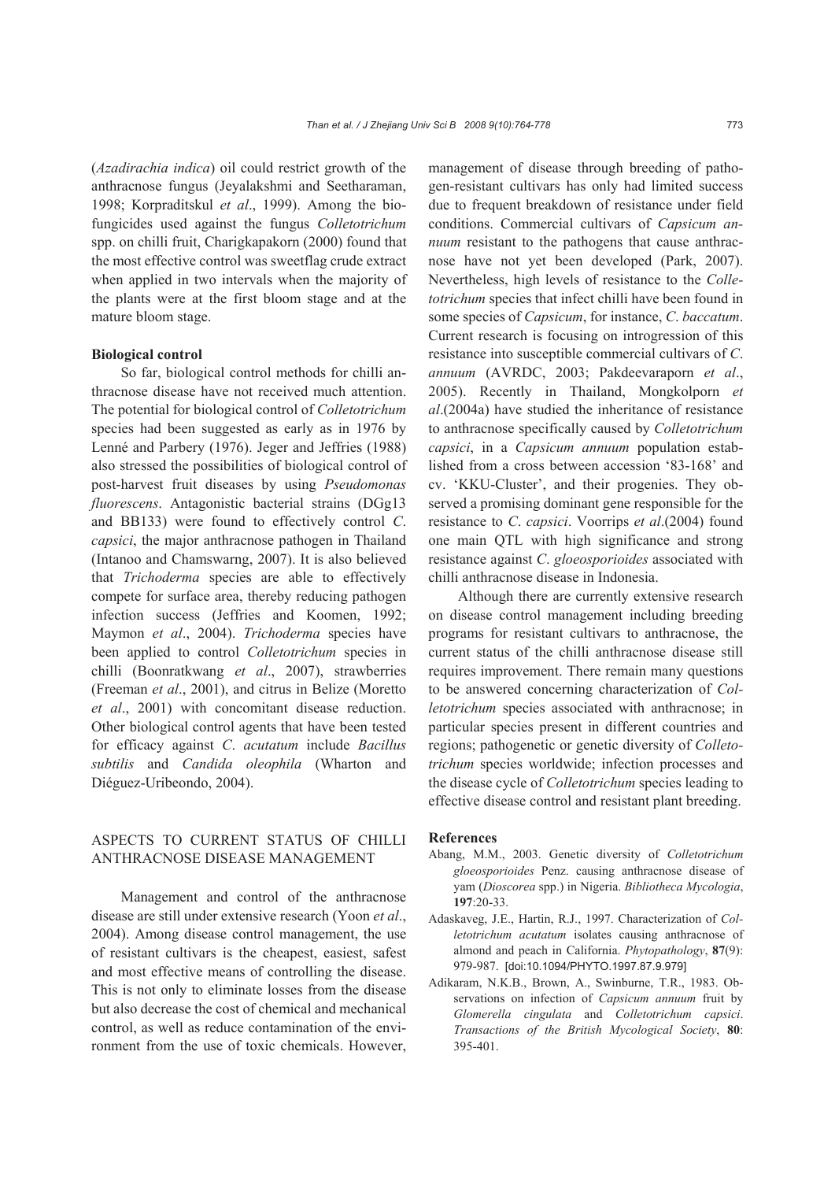(*Azadirachia indica*) oil could restrict growth of the anthracnose fungus (Jeyalakshmi and Seetharaman, 1998; Korpraditskul *et al*., 1999). Among the biofungicides used against the fungus *Colletotrichum* spp. on chilli fruit, Charigkapakorn (2000) found that the most effective control was sweetflag crude extract when applied in two intervals when the majority of the plants were at the first bloom stage and at the mature bloom stage.

### Biological control

So far, biological control methods for chilli anthracnose disease have not received much attention. The potential for biological control of *Colletotrichum* species had been suggested as early as in 1976 by Lenné and Parbery (1976). Jeger and Jeffries (1988) also stressed the possibilities of biological control of post-harvest fruit diseases by using *Pseudomonas fluorescens*. Antagonistic bacterial strains (DGg13 and BB133) were found to effectively control *C. capsici*, the major anthracnose pathogen in Thailand (Intanoo and Chamswarng, 2007). It is also believed that *Trichoderma* species are able to effectively compete for surface area, thereby reducing pathogen infection success (Jeffries and Koomen, 1992; Maymon *et al*., 2004). *Trichoderma* species have been applied to control *Colletotrichum* species in chilli (Boonratkwang *et al*., 2007), strawberries (Freeman *et al*., 2001), and citrus in Belize (Moretto *et al*., 2001) with concomitant disease reduction. Other biological control agents that have been tested for efficacy against *C. acutatum* include *Bacillus subtilis* and *Candida oleophila* (Wharton and Diéguez-Uribeondo, 2004).

## ASPECTS TO CURRENT STATUS OF CHILLI ANTHRACNOSE DISEASE MANAGEMENT

Management and control of the anthracnose disease are still under extensive research (Yoon *et al*., 2004). Among disease control management, the use of resistant cultivars is the cheapest, easiest, safest and most effective means of controlling the disease. This is not only to eliminate losses from the disease but also decrease the cost of chemical and mechanical control, as well as reduce contamination of the environment from the use of toxic chemicals. However, management of disease through breeding of pathogen-resistant cultivars has only had limited success due to frequent breakdown of resistance under field conditions. Commercial cultivars of *Capsicum annuum* resistant to the pathogens that cause anthracnose have not yet been developed (Park, 2007). Nevertheless, high levels of resistance to the *Colletotrichum* species that infect chilli have been found in some species of *Capsicum*, for instance, *C. baccatum*. Current research is focusing on introgression of this resistance into susceptible commercial cultivars of *C. annuum* (AVRDC, 2003; Pakdeevaraporn *et al*., 2005). Recently in Thailand, Mongkolporn *et al*.(2004a) have studied the inheritance of resistance to anthracnose specifically caused by *Colletotrichum capsici*, in a *Capsicum annuum* population established from a cross between accession '83-168' and cv. 'KKU-Cluster', and their progenies. They observed a promising dominant gene responsible for the resistance to *C. capsici*. Voorrips *et al*.(2004) found one main QTL with high significance and strong resistance against *C. gloeosporioides* associated with chilli anthracnose disease in Indonesia.

Although there are currently extensive research on disease control management including breeding programs for resistant cultivars to anthracnose, the current status of the chilli anthracnose disease still requires improvement. There remain many questions to be answered concerning characterization of *Colletotrichum* species associated with anthracnose; in particular species present in different countries and regions; pathogenetic or genetic diversity of *Colletotrichum* species worldwide; infection processes and the disease cycle of *Colletotrichum* species leading to effective disease control and resistant plant breeding.

## References

Abang, M.M., 2003. Genetic diversity of *Colletotrichum gloeosporioides* Penz. causing anthracnose disease of yam (*Dioscorea* spp.) in Nigeria. *Bibliotheca Mycologia*, **197**:20-33.

Adaskaveg, J.E., Hartin, R.J., 1997. Characterization of *Colletotrichum acutatum* isolates causing anthracnose of almond and peach in California. *Phytopathology*, **87**(9): 979-987. [doi:10.1094/PHYTO.1997.87.9.979]

Adikaram, N.K.B., Brown, A., Swinburne, T.R., 1983. Observations on infection of *Capsicum annuum* fruit by *Glomerella cingulata* and *Colletotrichum capsici*. *Transactions of the British Mycological Society*, **80**: 395-401.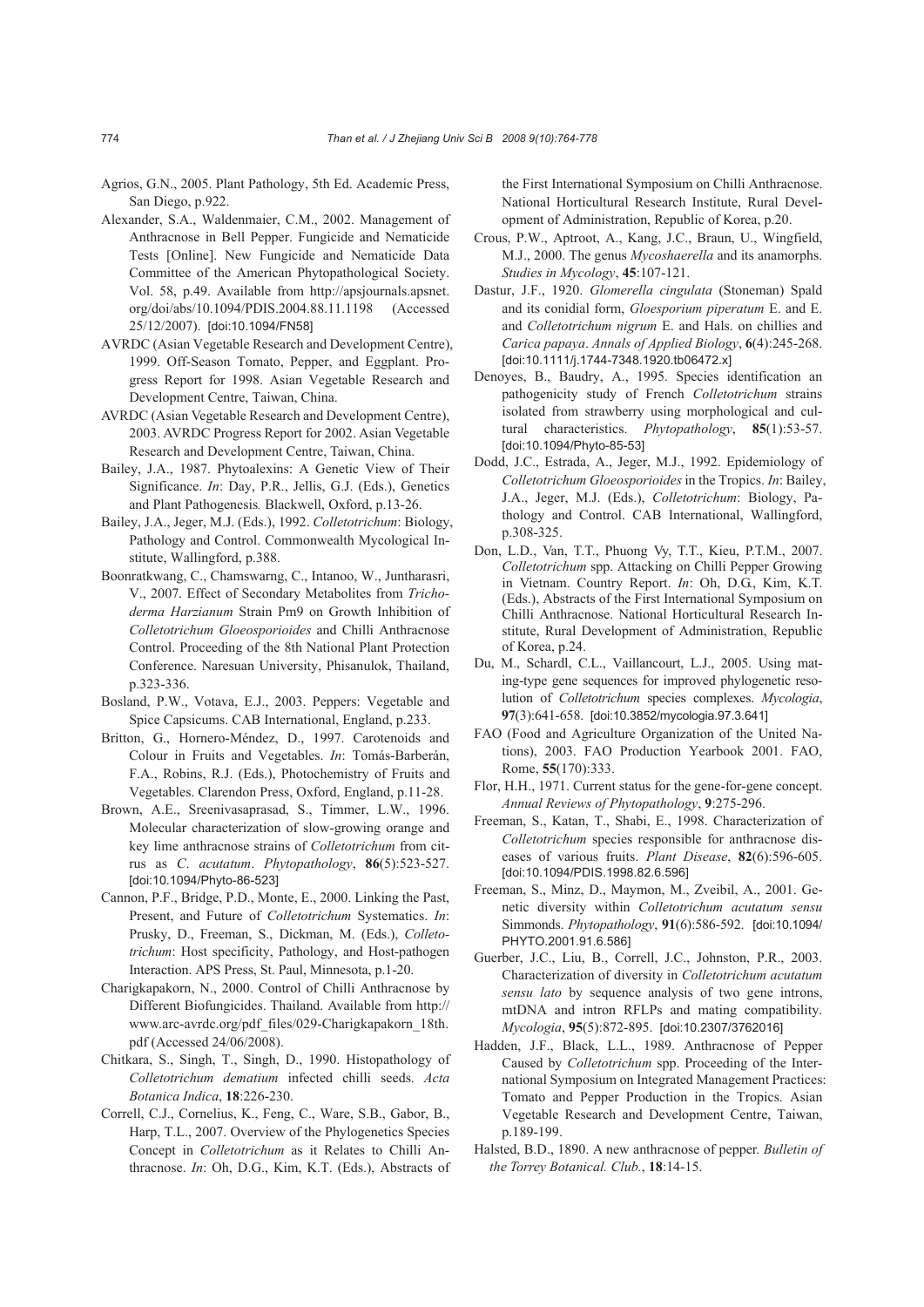Agrios, G.N., 2005. Plant Pathology, 5th Ed. Academic Press, San Diego, p.922.

Alexander, S.A., Waldenmaier, C.M., 2002. Management of Anthracnose in Bell Pepper. Fungicide and Nematicide Tests [Online]. New Fungicide and Nematicide Data Committee of the American Phytopathological Society. Vol. 58, p.49. Available from http://apsjournals.apsnet.org/doi/abs/10.1094/PDIS.2004.88.11.1198 (Accessed 25/12/2007). [doi:10.1094/FN58]

AVRDC (Asian Vegetable Research and Development Centre), 1999. Off-Season Tomato, Pepper, and Eggplant. Progress Report for 1998. Asian Vegetable Research and Development Centre, Taiwan, China.

AVRDC (Asian Vegetable Research and Development Centre), 2003. AVRDC Progress Report for 2002. Asian Vegetable Research and Development Centre, Taiwan, China.

Bailey, J.A., 1987. Phytoalexins: A Genetic View of Their Significance. *In*: Day, P.R., Jellis, G.J. (Eds.), Genetics and Plant Pathogenesis*.* Blackwell, Oxford, p.13-26.

Bailey, J.A., Jeger, M.J. (Eds.), 1992. *Colletotrichum*: Biology, Pathology and Control. Commonwealth Mycological Institute, Wallingford, p.388.

Boonratkwang, C., Chamswarng, C., Intanoo, W., Juntharasri, V., 2007. Effect of Secondary Metabolites from *Trichoderma Harzianum* Strain Pm9 on Growth Inhibition of *Colletotrichum Gloeosporioides* and Chilli Anthracnose Control. Proceeding of the 8th National Plant Protection Conference. Naresuan University, Phisanulok, Thailand, p.323-336.

Bosland, P.W., Votava, E.J., 2003. Peppers: Vegetable and Spice Capsicums. CAB International, England, p.233.

Britton, G., Hornero-Méndez, D., 1997. Carotenoids and Colour in Fruits and Vegetables. *In*: Tomás-Barberán, F.A., Robins, R.J. (Eds.), Photochemistry of Fruits and Vegetables. Clarendon Press, Oxford, England, p.11-28.

Brown, A.E., Sreenivasaprasad, S., Timmer, L.W., 1996. Molecular characterization of slow-growing orange and key lime anthracnose strains of *Colletotrichum* from citrus as *C. acutatum*. *Phytopathology*, **86**(5):523-527. [doi:10.1094/Phyto-86-523]

Cannon, P.F., Bridge, P.D., Monte, E., 2000. Linking the Past, Present, and Future of *Colletotrichum* Systematics. *In*: Prusky, D., Freeman, S., Dickman, M. (Eds.), *Colletotrichum*: Host specificity, Pathology, and Host-pathogen Interaction. APS Press, St. Paul, Minnesota, p.1-20.

Charigkapakorn, N., 2000. Control of Chilli Anthracnose by Different Biofungicides. Thailand. Available from http://www.arc-avrdc.org/pdf_files/029-Charigkapakorn_18th.pdf (Accessed 24/06/2008).

Chitkara, S., Singh, T., Singh, D., 1990. Histopathology of *Colletotrichum dematium* infected chilli seeds. *Acta Botanica Indica*, **18**:226-230.

Correll, C.J., Cornelius, K., Feng, C., Ware, S.B., Gabor, B., Harp, T.L., 2007. Overview of the Phylogenetics Species Concept in *Colletotrichum* as it Relates to Chilli Anthracnose. *In*: Oh, D.G., Kim, K.T. (Eds.), Abstracts of the First International Symposium on Chilli Anthracnose. National Horticultural Research Institute, Rural Development of Administration, Republic of Korea, p.20.

Crous, P.W., Aptroot, A., Kang, J.C., Braun, U., Wingfield, M.J., 2000. The genus *Mycoshaerella* and its anamorphs. *Studies in Mycology*, **45**:107-121.

Dastur, J.F., 1920. *Glomerella cingulata* (Stoneman) Spald and its conidial form, *Gloesporium piperatum* E. and E. and *Colletotrichum nigrum* E. and Hals. on chillies and *Carica papaya*. *Annals of Applied Biology*, **6**(4):245-268. [doi:10.1111/j.1744-7348.1920.tb06472.x]

Denoyes, B., Baudry, A., 1995. Species identification an pathogenicity study of French *Colletotrichum* strains isolated from strawberry using morphological and cultural characteristics. *Phytopathology*, **85**(1):53-57. [doi:10.1094/Phyto-85-53]

Dodd, J.C., Estrada, A., Jeger, M.J., 1992. Epidemiology of *Colletotrichum Gloeosporioides* in the Tropics. *In*: Bailey, J.A., Jeger, M.J. (Eds.), *Colletotrichum*: Biology, Pathology and Control. CAB International, Wallingford, p.308-325.

Don, L.D., Van, T.T., Phuong Vy, T.T., Kieu, P.T.M., 2007. *Colletotrichum* spp. Attacking on Chilli Pepper Growing in Vietnam. Country Report. *In*: Oh, D.G., Kim, K.T. (Eds.), Abstracts of the First International Symposium on Chilli Anthracnose. National Horticultural Research Institute, Rural Development of Administration, Republic of Korea, p.24.

Du, M., Schardl, C.L., Vaillancourt, L.J., 2005. Using mating-type gene sequences for improved phylogenetic resolution of *Colletotrichum* species complexes. *Mycologia*, **97**(3):641-658. [doi:10.3852/mycologia.97.3.641]

FAO (Food and Agriculture Organization of the United Nations), 2003. FAO Production Yearbook 2001. FAO, Rome, **55**(170):333.

Flor, H.H., 1971. Current status for the gene-for-gene concept. *Annual Reviews of Phytopathology*, **9**:275-296.

Freeman, S., Katan, T., Shabi, E., 1998. Characterization of *Colletotrichum* species responsible for anthracnose diseases of various fruits. *Plant Disease*, **82**(6):596-605. [doi:10.1094/PDIS.1998.82.6.596]

Freeman, S., Minz, D., Maymon, M., Zveibil, A., 2001. Genetic diversity within *Colletotrichum acutatum sensu* Simmonds. *Phytopathology*, **91**(6):586-592. [doi:10.1094/PHYTO.2001.91.6.586]

Guerber, J.C., Liu, B., Correll, J.C., Johnston, P.R., 2003. Characterization of diversity in *Colletotrichum acutatum sensu lato* by sequence analysis of two gene introns, mtDNA and intron RFLPs and mating compatibility. *Mycologia*, **95**(5):872-895. [doi:10.2307/3762016]

Hadden, J.F., Black, L.L., 1989. Anthracnose of Pepper Caused by *Colletotrichum* spp. Proceeding of the International Symposium on Integrated Management Practices: Tomato and Pepper Production in the Tropics. Asian Vegetable Research and Development Centre, Taiwan, p.189-199.

Halsted, B.D., 1890. A new anthracnose of pepper. *Bulletin of the Torrey Botanical. Club.*, **18**:14-15.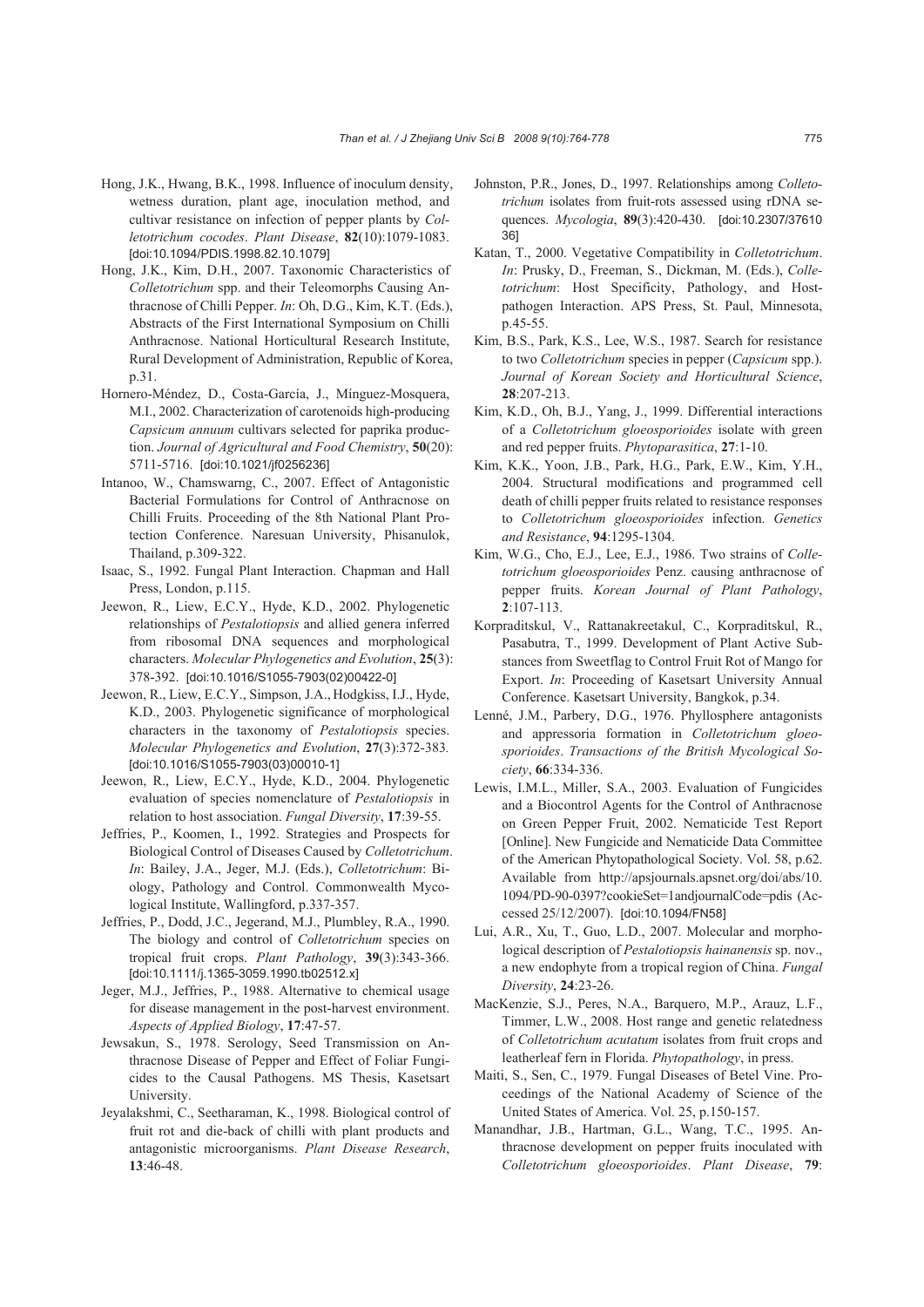Hong, J.K., Hwang, B.K., 1998. Influence of inoculum density, wetness duration, plant age, inoculation method, and cultivar resistance on infection of pepper plants by *Colletotrichum cocodes*. *Plant Disease*, **82**(10):1079-1083. [doi:10.1094/PDIS.1998.82.10.1079]

Hong, J.K., Kim, D.H., 2007. Taxonomic Characteristics of *Colletotrichum* spp. and their Teleomorphs Causing Anthracnose of Chilli Pepper. *In*: Oh, D.G., Kim, K.T. (Eds.), Abstracts of the First International Symposium on Chilli Anthracnose. National Horticultural Research Institute, Rural Development of Administration, Republic of Korea, p.31.

Hornero-Méndez, D., Costa-García, J., Mínguez-Mosquera, M.I., 2002. Characterization of carotenoids high-producing *Capsicum annuum* cultivars selected for paprika production. *Journal of Agricultural and Food Chemistry*, **50**(20): 5711-5716. [doi:10.1021/jf0256236]

Intanoo, W., Chamswarng, C., 2007. Effect of Antagonistic Bacterial Formulations for Control of Anthracnose on Chilli Fruits. Proceeding of the 8th National Plant Protection Conference. Naresuan University, Phisanulok, Thailand, p.309-322.

Isaac, S., 1992. Fungal Plant Interaction. Chapman and Hall Press, London, p.115.

Jeewon, R., Liew, E.C.Y., Hyde, K.D., 2002. Phylogenetic relationships of *Pestalotiopsis* and allied genera inferred from ribosomal DNA sequences and morphological characters. *Molecular Phylogenetics and Evolution*, **25**(3): 378-392. [doi:10.1016/S1055-7903(02)00422-0]

Jeewon, R., Liew, E.C.Y., Simpson, J.A., Hodgkiss, I.J., Hyde, K.D., 2003. Phylogenetic significance of morphological characters in the taxonomy of *Pestalotiopsis* species. *Molecular Phylogenetics and Evolution*, **27**(3):372-383. [doi:10.1016/S1055-7903(03)00010-1]

Jeewon, R., Liew, E.C.Y., Hyde, K.D., 2004. Phylogenetic evaluation of species nomenclature of *Pestalotiopsis* in relation to host association. *Fungal Diversity*, **17**:39-55.

Jeffries, P., Koomen, I., 1992. Strategies and Prospects for Biological Control of Diseases Caused by *Colletotrichum*. *In*: Bailey, J.A., Jeger, M.J. (Eds.), *Colletotrichum*: Biology, Pathology and Control. Commonwealth Mycological Institute, Wallingford, p.337-357.

Jeffries, P., Dodd, J.C., Jegerand, M.J., Plumbley, R.A., 1990. The biology and control of *Colletotrichum* species on tropical fruit crops. *Plant Pathology*, **39**(3):343-366. [doi:10.1111/j.1365-3059.1990.tb02512.x]

Jeger, M.J., Jeffries, P., 1988. Alternative to chemical usage for disease management in the post-harvest environment. *Aspects of Applied Biology*, **17**:47-57.

Jewsakun, S., 1978. Serology, Seed Transmission on Anthracnose Disease of Pepper and Effect of Foliar Fungicides to the Causal Pathogens. MS Thesis, Kasetsart University.

Jeyalakshmi, C., Seetharaman, K., 1998. Biological control of fruit rot and die-back of chilli with plant products and antagonistic microorganisms. *Plant Disease Research*, **13**:46-48.

Johnston, P.R., Jones, D., 1997. Relationships among *Colletotrichum* isolates from fruit-rots assessed using rDNA sequences. *Mycologia*, **89**(3):420-430. [doi:10.2307/3761036]

Katan, T., 2000. Vegetative Compatibility in *Colletotrichum*. *In*: Prusky, D., Freeman, S., Dickman, M. (Eds.), *Colletotrichum*: Host Specificity, Pathology, and Host-pathogen Interaction. APS Press, St. Paul, Minnesota, p.45-55.

Kim, B.S., Park, K.S., Lee, W.S., 1987. Search for resistance to two *Colletotrichum* species in pepper (*Capsicum* spp.). *Journal of Korean Society and Horticultural Science*, **28**:207-213.

Kim, K.D., Oh, B.J., Yang, J., 1999. Differential interactions of a *Colletotrichum gloeosporioides* isolate with green and red pepper fruits. *Phytoparasitica*, **27**:1-10.

Kim, K.K., Yoon, J.B., Park, H.G., Park, E.W., Kim, Y.H., 2004. Structural modifications and programmed cell death of chilli pepper fruits related to resistance responses to *Colletotrichum gloeosporioides* infection. *Genetics and Resistance*, **94**:1295-1304.

Kim, W.G., Cho, E.J., Lee, E.J., 1986. Two strains of *Colletotrichum gloeosporioides* Penz. causing anthracnose of pepper fruits. *Korean Journal of Plant Pathology*, **2**:107-113.

Korpraditskul, V., Rattanakreetakul, C., Korpraditskul, R., Pasabutra, T., 1999. Development of Plant Active Substances from Sweetflag to Control Fruit Rot of Mango for Export. *In*: Proceeding of Kasetsart University Annual Conference. Kasetsart University, Bangkok, p.34.

Lenné, J.M., Parbery, D.G., 1976. Phyllosphere antagonists and appressoria formation in *Colletotrichum gloeosporioides*. *Transactions of the British Mycological Society*, **66**:334-336.

Lewis, I.M.L., Miller, S.A., 2003. Evaluation of Fungicides and a Biocontrol Agents for the Control of Anthracnose on Green Pepper Fruit, 2002. Nematicide Test Report [Online]. New Fungicide and Nematicide Data Committee of the American Phytopathological Society. Vol. 58, p.62. Available from http://apsjournals.apsnet.org/doi/abs/10.1094/PD-90-0397?cookieSet=1andjournalCode=pdis (Accessed 25/12/2007). [doi:10.1094/FN58]

Lui, A.R., Xu, T., Guo, L.D., 2007. Molecular and morphological description of *Pestalotiopsis hainanensis* sp. nov., a new endophyte from a tropical region of China. *Fungal Diversity*, **24**:23-26.

MacKenzie, S.J., Peres, N.A., Barquero, M.P., Arauz, L.F., Timmer, L.W., 2008. Host range and genetic relatedness of *Colletotrichum acutatum* isolates from fruit crops and leatherleaf fern in Florida. *Phytopathology*, in press.

Maiti, S., Sen, C., 1979. Fungal Diseases of Betel Vine. Proceedings of the National Academy of Science of the United States of America. Vol. 25, p.150-157.

Manandhar, J.B., Hartman, G.L., Wang, T.C., 1995. Anthracnose development on pepper fruits inoculated with *Colletotrichum gloeosporioides*. *Plant Disease*, **79**: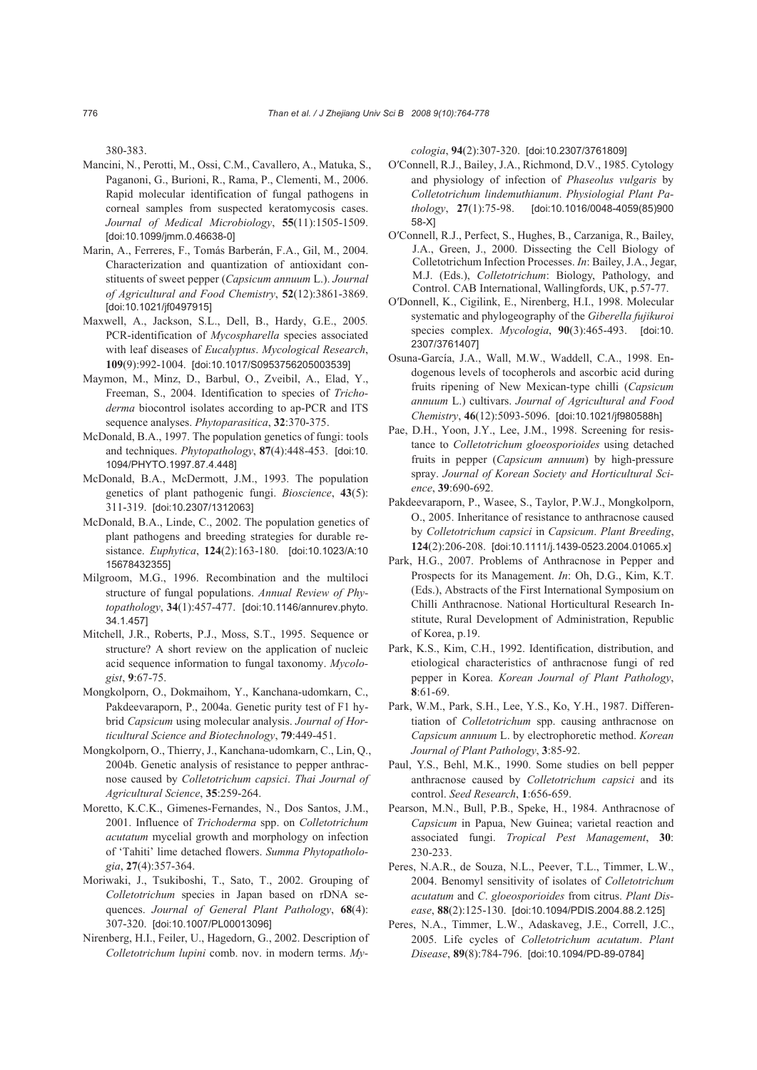380-383.

Mancini, N., Perotti, M., Ossi, C.M., Cavallero, A., Matuka, S., Paganoni, G., Burioni, R., Rama, P., Clementi, M., 2006. Rapid molecular identification of fungal pathogens in corneal samples from suspected keratomycosis cases. *Journal of Medical Microbiology*, **55**(11):1505-1509. [doi:10.1099/jmm.0.46638-0]

Marin, A., Ferreres, F., Tomás Barberán, F.A., Gil, M., 2004. Characterization and quantization of antioxidant constituents of sweet pepper (*Capsicum annuum* L.). *Journal of Agricultural and Food Chemistry*, **52**(12):3861-3869. [doi:10.1021/jf0497915]

Maxwell, A., Jackson, S.L., Dell, B., Hardy, G.E., 2005. PCR-identification of *Mycospharella* species associated with leaf diseases of *Eucalyptus*. *Mycological Research*, **109**(9):992-1004. [doi:10.1017/S0953756205003539]

Maymon, M., Minz, D., Barbul, O., Zveibil, A., Elad, Y., Freeman, S., 2004. Identification to species of *Trichoderma* biocontrol isolates according to ap-PCR and ITS sequence analyses. *Phytoparasitica*, **32**:370-375.

McDonald, B.A., 1997. The population genetics of fungi: tools and techniques. *Phytopathology*, **87**(4):448-453. [doi:10.1094/PHYTO.1997.87.4.448]

McDonald, B.A., McDermott, J.M., 1993. The population genetics of plant pathogenic fungi. *Bioscience*, **43**(5):311-319. [doi:10.2307/1312063]

McDonald, B.A., Linde, C., 2002. The population genetics of plant pathogens and breeding strategies for durable resistance. *Euphytica*, **124**(2):163-180. [doi:10.1023/A:1015678432355]

Milgroom, M.G., 1996. Recombination and the multiloci structure of fungal populations. *Annual Review of Phytopathology*, **34**(1):457-477. [doi:10.1146/annurev.phyto.34.1.457]

Mitchell, J.R., Roberts, P.J., Moss, S.T., 1995. Sequence or structure? A short review on the application of nucleic acid sequence information to fungal taxonomy. *Mycologist*, **9**:67-75.

Mongkolporn, O., Dokmaihom, Y., Kanchana-udomkarn, C., Pakdeevaraporn, P., 2004a. Genetic purity test of F1 hybrid *Capsicum* using molecular analysis. *Journal of Horticultural Science and Biotechnology*, **79**:449-451.

Mongkolporn, O., Thierry, J., Kanchana-udomkarn, C., Lin, Q., 2004b. Genetic analysis of resistance to pepper anthracnose caused by *Colletotrichum capsici*. *Thai Journal of Agricultural Science*, **35**:259-264.

Moretto, K.C.K., Gimenes-Fernandes, N., Dos Santos, J.M., 2001. Influence of *Trichoderma* spp. on *Colletotrichum acutatum* mycelial growth and morphology on infection of 'Tahiti' lime detached flowers. *Summa Phytopathologia*, **27**(4):357-364.

Moriwaki, J., Tsukiboshi, T., Sato, T., 2002. Grouping of *Colletotrichum* species in Japan based on rDNA sequences. *Journal of General Plant Pathology*, **68**(4):307-320. [doi:10.1007/PL00013096]

Nirenberg, H.I., Feiler, U., Hagedorn, G., 2002. Description of *Colletotrichum lupini* comb. nov. in modern terms. *Mycologia*, **94**(2):307-320. [doi:10.2307/3761809]

O′Connell, R.J., Bailey, J.A., Richmond, D.V., 1985. Cytology and physiology of infection of *Phaseolus vulgaris* by *Colletotrichum lindemuthianum*. *Physiologial Plant Pathology*, **27**(1):75-98. [doi:10.1016/0048-4059(85)90058-X]

O′Connell, R.J., Perfect, S., Hughes, B., Carzaniga, R., Bailey, J.A., Green, J., 2000. Dissecting the Cell Biology of Colletotrichum Infection Processes. *In*: Bailey, J.A., Jegar, M.J. (Eds.), *Colletotrichum*: Biology, Pathology, and Control. CAB International, Wallingfords, UK, p.57-77.

O′Donnell, K., Cigilink, E., Nirenberg, H.I., 1998. Molecular systematic and phylogeography of the *Giberella fujikuroi* species complex. *Mycologia*, **90**(3):465-493. [doi:10.2307/3761407]

Osuna-García, J.A., Wall, M.W., Waddell, C.A., 1998. Endogenous levels of tocopherols and ascorbic acid during fruits ripening of New Mexican-type chilli (*Capsicum annuum* L.) cultivars. *Journal of Agricultural and Food Chemistry*, **46**(12):5093-5096. [doi:10.1021/jf980588h]

Pae, D.H., Yoon, J.Y., Lee, J.M., 1998. Screening for resistance to *Colletotrichum gloeosporioides* using detached fruits in pepper (*Capsicum annuum*) by high-pressure spray. *Journal of Korean Society and Horticultural Science*, **39**:690-692.

Pakdeevaraporn, P., Wasee, S., Taylor, P.W.J., Mongkolporn, O., 2005. Inheritance of resistance to anthracnose caused by *Colletotrichum capsici* in *Capsicum*. *Plant Breeding*, **124**(2):206-208. [doi:10.1111/j.1439-0523.2004.01065.x]

Park, H.G., 2007. Problems of Anthracnose in Pepper and Prospects for its Management. *In*: Oh, D.G., Kim, K.T. (Eds.), Abstracts of the First International Symposium on Chilli Anthracnose. National Horticultural Research Institute, Rural Development of Administration, Republic of Korea, p.19.

Park, K.S., Kim, C.H., 1992. Identification, distribution, and etiological characteristics of anthracnose fungi of red pepper in Korea. *Korean Journal of Plant Pathology*, **8**:61-69.

Park, W.M., Park, S.H., Lee, Y.S., Ko, Y.H., 1987. Differentiation of *Colletotrichum* spp. causing anthracnose on *Capsicum annuum* L. by electrophoretic method. *Korean Journal of Plant Pathology*, **3**:85-92.

Paul, Y.S., Behl, M.K., 1990. Some studies on bell pepper anthracnose caused by *Colletotrichum capsici* and its control. *Seed Research*, **1**:656-659.

Pearson, M.N., Bull, P.B., Speke, H., 1984. Anthracnose of *Capsicum* in Papua, New Guinea; varietal reaction and associated fungi. *Tropical Pest Management*, **30**:230-233.

Peres, N.A.R., de Souza, N.L., Peever, T.L., Timmer, L.W., 2004. Benomyl sensitivity of isolates of *Colletotrichum acutatum* and *C. gloeosporioides* from citrus. *Plant Disease*, **88**(2):125-130. [doi:10.1094/PDIS.2004.88.2.125]

Peres, N.A., Timmer, L.W., Adaskaveg, J.E., Correll, J.C., 2005. Life cycles of *Colletotrichum acutatum*. *Plant Disease*, **89**(8):784-796. [doi:10.1094/PD-89-0784]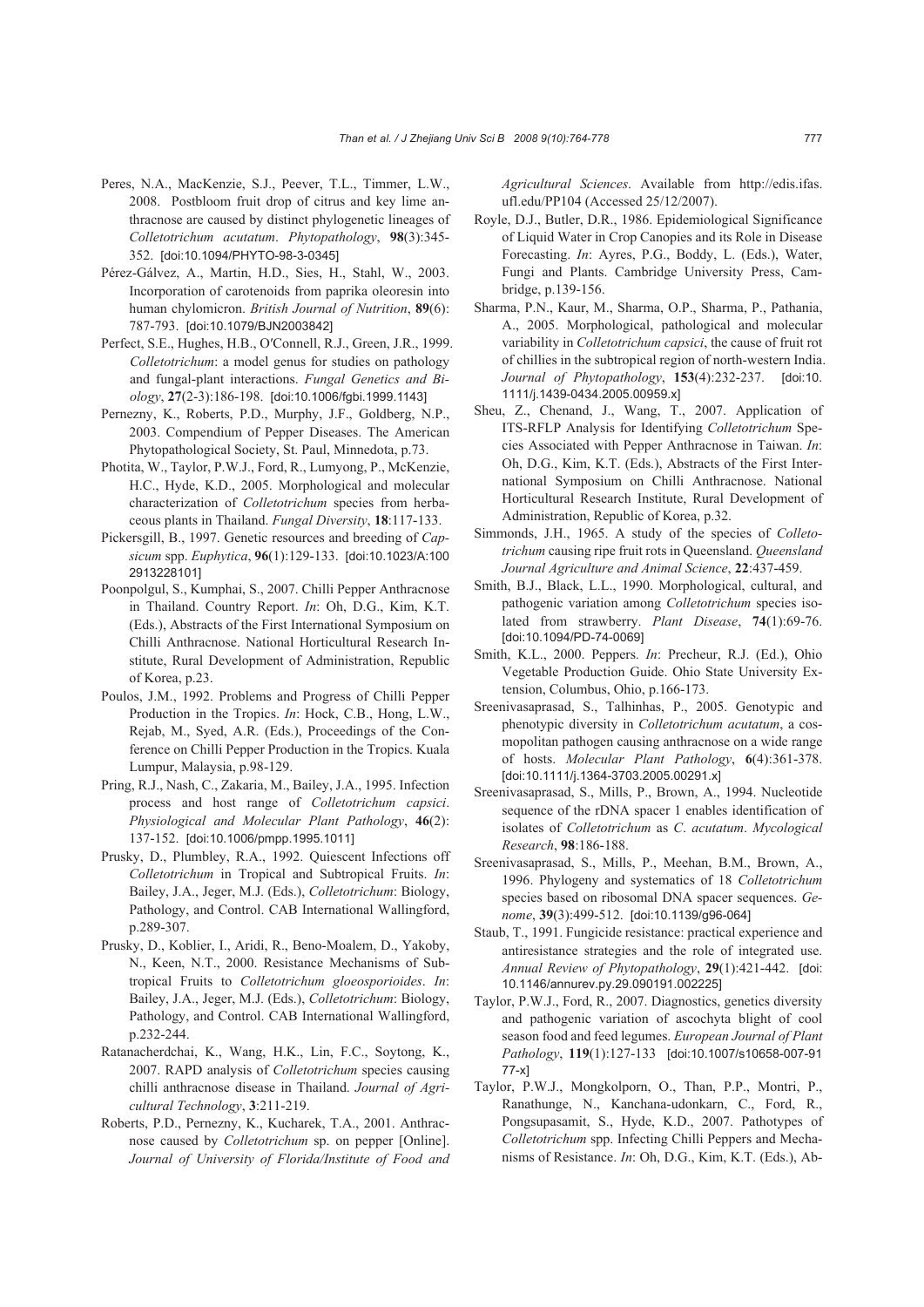Peres, N.A., MacKenzie, S.J., Peever, T.L., Timmer, L.W., 2008. Postbloom fruit drop of citrus and key lime anthracnose are caused by distinct phylogenetic lineages of *Colletotrichum acutatum*. *Phytopathology*, **98**(3):345-352. [doi:10.1094/PHYTO-98-3-0345]

Pérez-Gálvez, A., Martin, H.D., Sies, H., Stahl, W., 2003. Incorporation of carotenoids from paprika oleoresin into human chylomicron. *British Journal of Nutrition*, **89**(6): 787-793. [doi:10.1079/BJN2003842]

Perfect, S.E., Hughes, H.B., O′Connell, R.J., Green, J.R., 1999. *Colletotrichum*: a model genus for studies on pathology and fungal-plant interactions. *Fungal Genetics and Biology*, **27**(2-3):186-198. [doi:10.1006/fgbi.1999.1143]

Pernezny, K., Roberts, P.D., Murphy, J.F., Goldberg, N.P., 2003. Compendium of Pepper Diseases. The American Phytopathological Society, St. Paul, Minnedota, p.73.

Photita, W., Taylor, P.W.J., Ford, R., Lumyong, P., McKenzie, H.C., Hyde, K.D., 2005. Morphological and molecular characterization of *Colletotrichum* species from herbaceous plants in Thailand. *Fungal Diversity*, **18**:117-133.

Pickersgill, B., 1997. Genetic resources and breeding of *Capsicum* spp. *Euphytica*, **96**(1):129-133. [doi:10.1023/A:1002913228101]

Poonpolgul, S., Kumphai, S., 2007. Chilli Pepper Anthracnose in Thailand. Country Report. *In*: Oh, D.G., Kim, K.T. (Eds.), Abstracts of the First International Symposium on Chilli Anthracnose. National Horticultural Research Institute, Rural Development of Administration, Republic of Korea, p.23.

Poulos, J.M., 1992. Problems and Progress of Chilli Pepper Production in the Tropics. *In*: Hock, C.B., Hong, L.W., Rejab, M., Syed, A.R. (Eds.), Proceedings of the Conference on Chilli Pepper Production in the Tropics. Kuala Lumpur, Malaysia, p.98-129.

Pring, R.J., Nash, C., Zakaria, M., Bailey, J.A., 1995. Infection process and host range of *Colletotrichum capsici*. *Physiological and Molecular Plant Pathology*, **46**(2): 137-152. [doi:10.1006/pmpp.1995.1011]

Prusky, D., Plumbley, R.A., 1992. Quiescent Infections off *Colletotrichum* in Tropical and Subtropical Fruits. *In*: Bailey, J.A., Jeger, M.J. (Eds.), *Colletotrichum*: Biology, Pathology, and Control. CAB International Wallingford, p.289-307.

Prusky, D., Koblier, I., Aridi, R., Beno-Moalem, D., Yakoby, N., Keen, N.T., 2000. Resistance Mechanisms of Subtropical Fruits to *Colletotrichum gloeosporioides*. *In*: Bailey, J.A., Jeger, M.J. (Eds.), *Colletotrichum*: Biology, Pathology, and Control. CAB International Wallingford, p.232-244.

Ratanacherdchai, K., Wang, H.K., Lin, F.C., Soytong, K., 2007. RAPD analysis of *Colletotrichum* species causing chilli anthracnose disease in Thailand. *Journal of Agricultural Technology*, **3**:211-219.

Roberts, P.D., Pernezny, K., Kucharek, T.A., 2001. Anthracnose caused by *Colletotrichum* sp. on pepper [Online]. *Journal of University of Florida/Institute of Food and Agricultural Sciences*. Available from http://edis.ifas.ufl.edu/PP104 (Accessed 25/12/2007).

Royle, D.J., Butler, D.R., 1986. Epidemiological Significance of Liquid Water in Crop Canopies and its Role in Disease Forecasting. *In*: Ayres, P.G., Boddy, L. (Eds.), Water, Fungi and Plants. Cambridge University Press, Cambridge, p.139-156.

Sharma, P.N., Kaur, M., Sharma, O.P., Sharma, P., Pathania, A., 2005. Morphological, pathological and molecular variability in *Colletotrichum capsici*, the cause of fruit rot of chillies in the subtropical region of north-western India. *Journal of Phytopathology*, **153**(4):232-237. [doi:10.1111/j.1439-0434.2005.00959.x]

Sheu, Z., Chenand, J., Wang, T., 2007. Application of ITS-RFLP Analysis for Identifying *Colletotrichum* Species Associated with Pepper Anthracnose in Taiwan. *In*: Oh, D.G., Kim, K.T. (Eds.), Abstracts of the First International Symposium on Chilli Anthracnose. National Horticultural Research Institute, Rural Development of Administration, Republic of Korea, p.32.

Simmonds, J.H., 1965. A study of the species of *Colletotrichum* causing ripe fruit rots in Queensland. *Queensland Journal Agriculture and Animal Science*, **22**:437-459.

Smith, B.J., Black, L.L., 1990. Morphological, cultural, and pathogenic variation among *Colletotrichum* species isolated from strawberry. *Plant Disease*, **74**(1):69-76. [doi:10.1094/PD-74-0069]

Smith, K.L., 2000. Peppers. *In*: Precheur, R.J. (Ed.), Ohio Vegetable Production Guide. Ohio State University Extension, Columbus, Ohio, p.166-173.

Sreenivasaprasad, S., Talhinhas, P., 2005. Genotypic and phenotypic diversity in *Colletotrichum acutatum*, a cosmopolitan pathogen causing anthracnose on a wide range of hosts. *Molecular Plant Pathology*, **6**(4):361-378. [doi:10.1111/j.1364-3703.2005.00291.x]

Sreenivasaprasad, S., Mills, P., Brown, A., 1994. Nucleotide sequence of the rDNA spacer 1 enables identification of isolates of *Colletotrichum* as *C. acutatum*. *Mycological Research*, **98**:186-188.

Sreenivasaprasad, S., Mills, P., Meehan, B.M., Brown, A., 1996. Phylogeny and systematics of 18 *Colletotrichum* species based on ribosomal DNA spacer sequences. *Genome*, **39**(3):499-512. [doi:10.1139/g96-064]

Staub, T., 1991. Fungicide resistance: practical experience and antiresistance strategies and the role of integrated use. *Annual Review of Phytopathology*, **29**(1):421-442. [doi:10.1146/annurev.py.29.090191.002225]

Taylor, P.W.J., Ford, R., 2007. Diagnostics, genetics diversity and pathogenic variation of ascochyta blight of cool season food and feed legumes. *European Journal of Plant Pathology*, **119**(1):127-133 [doi:10.1007/s10658-007-9177-x]

Taylor, P.W.J., Mongkolporn, O., Than, P.P., Montri, P., Ranathunge, N., Kanchana-udonkarn, C., Ford, R., Pongsupasamit, S., Hyde, K.D., 2007. Pathotypes of *Colletotrichum* spp. Infecting Chilli Peppers and Mechanisms of Resistance. *In*: Oh, D.G., Kim, K.T. (Eds.), Ab-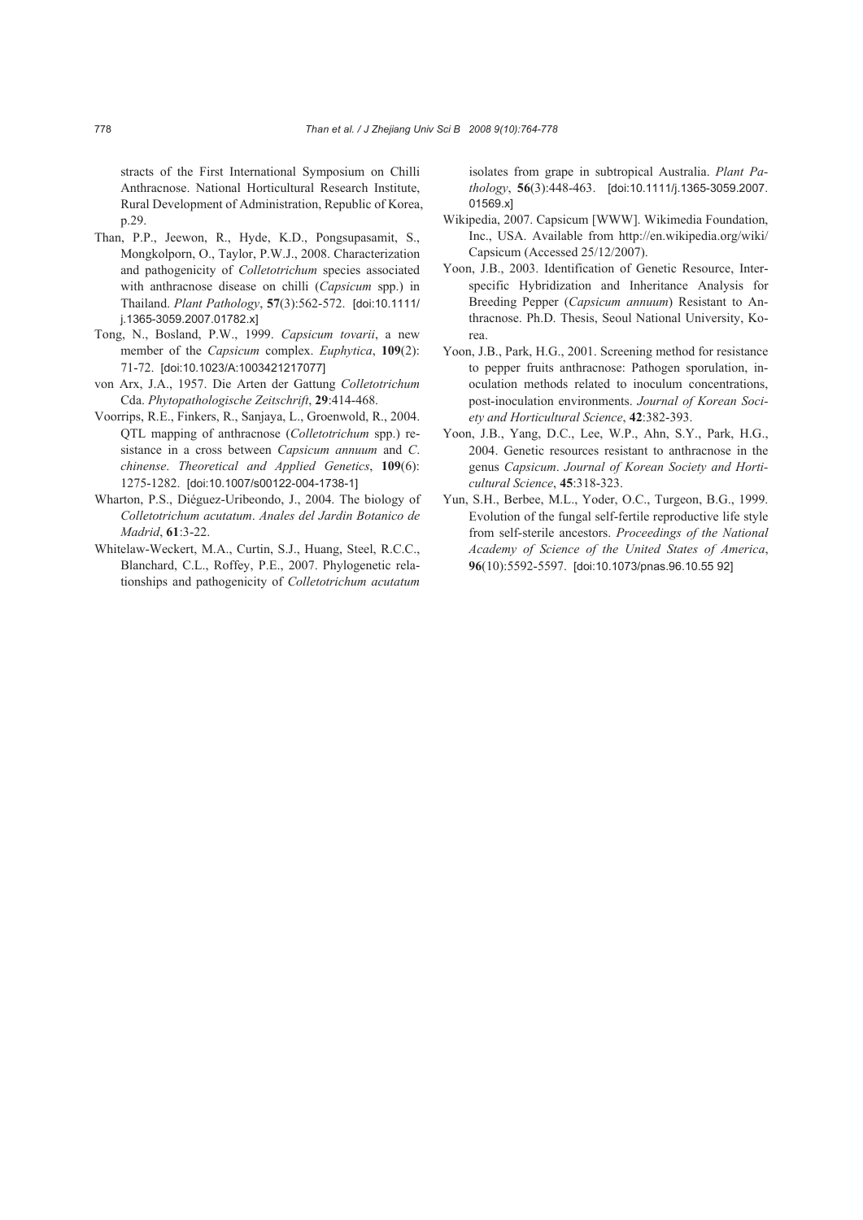stracts of the First International Symposium on Chilli Anthracnose. National Horticultural Research Institute, Rural Development of Administration, Republic of Korea, p.29.

Than, P.P., Jeewon, R., Hyde, K.D., Pongsupasamit, S., Mongkolporn, O., Taylor, P.W.J., 2008. Characterization and pathogenicity of *Colletotrichum* species associated with anthracnose disease on chilli (*Capsicum* spp.) in Thailand. *Plant Pathology*, **57**(3):562-572. [doi:10.1111/j.1365-3059.2007.01782.x]

Tong, N., Bosland, P.W., 1999. *Capsicum tovarii*, a new member of the *Capsicum* complex. *Euphytica*, **109**(2): 71-72. [doi:10.1023/A:1003421217077]

von Arx, J.A., 1957. Die Arten der Gattung *Colletotrichum* Cda. *Phytopathologische Zeitschrift*, **29**:414-468.

Voorrips, R.E., Finkers, R., Sanjaya, L., Groenwold, R., 2004. QTL mapping of anthracnose (*Colletotrichum* spp.) resistance in a cross between *Capsicum annuum* and *C. chinense*. *Theoretical and Applied Genetics*, **109**(6): 1275-1282. [doi:10.1007/s00122-004-1738-1]

Wharton, P.S., Diéguez-Uribeondo, J., 2004. The biology of *Colletotrichum acutatum*. *Anales del Jardin Botanico de Madrid*, **61**:3-22.

Whitelaw-Weckert, M.A., Curtin, S.J., Huang, Steel, R.C.C., Blanchard, C.L., Roffey, P.E., 2007. Phylogenetic relationships and pathogenicity of *Colletotrichum acutatum* isolates from grape in subtropical Australia. *Plant Pathology*, **56**(3):448-463. [doi:10.1111/j.1365-3059.2007.01569.x]

Wikipedia, 2007. Capsicum [WWW]. Wikimedia Foundation, Inc., USA. Available from http://en.wikipedia.org/wiki/Capsicum (Accessed 25/12/2007).

Yoon, J.B., 2003. Identification of Genetic Resource, Interspecific Hybridization and Inheritance Analysis for Breeding Pepper (*Capsicum annuum*) Resistant to Anthracnose. Ph.D. Thesis, Seoul National University, Korea.

Yoon, J.B., Park, H.G., 2001. Screening method for resistance to pepper fruits anthracnose: Pathogen sporulation, inoculation methods related to inoculum concentrations, post-inoculation environments. *Journal of Korean Society and Horticultural Science*, **42**:382-393.

Yoon, J.B., Yang, D.C., Lee, W.P., Ahn, S.Y., Park, H.G., 2004. Genetic resources resistant to anthracnose in the genus *Capsicum*. *Journal of Korean Society and Horticultural Science*, **45**:318-323.

Yun, S.H., Berbee, M.L., Yoder, O.C., Turgeon, B.G., 1999. Evolution of the fungal self-fertile reproductive life style from self-sterile ancestors. *Proceedings of the National Academy of Science of the United States of America*, **96**(10):5592-5597. [doi:10.1073/pnas.96.10.55 92]